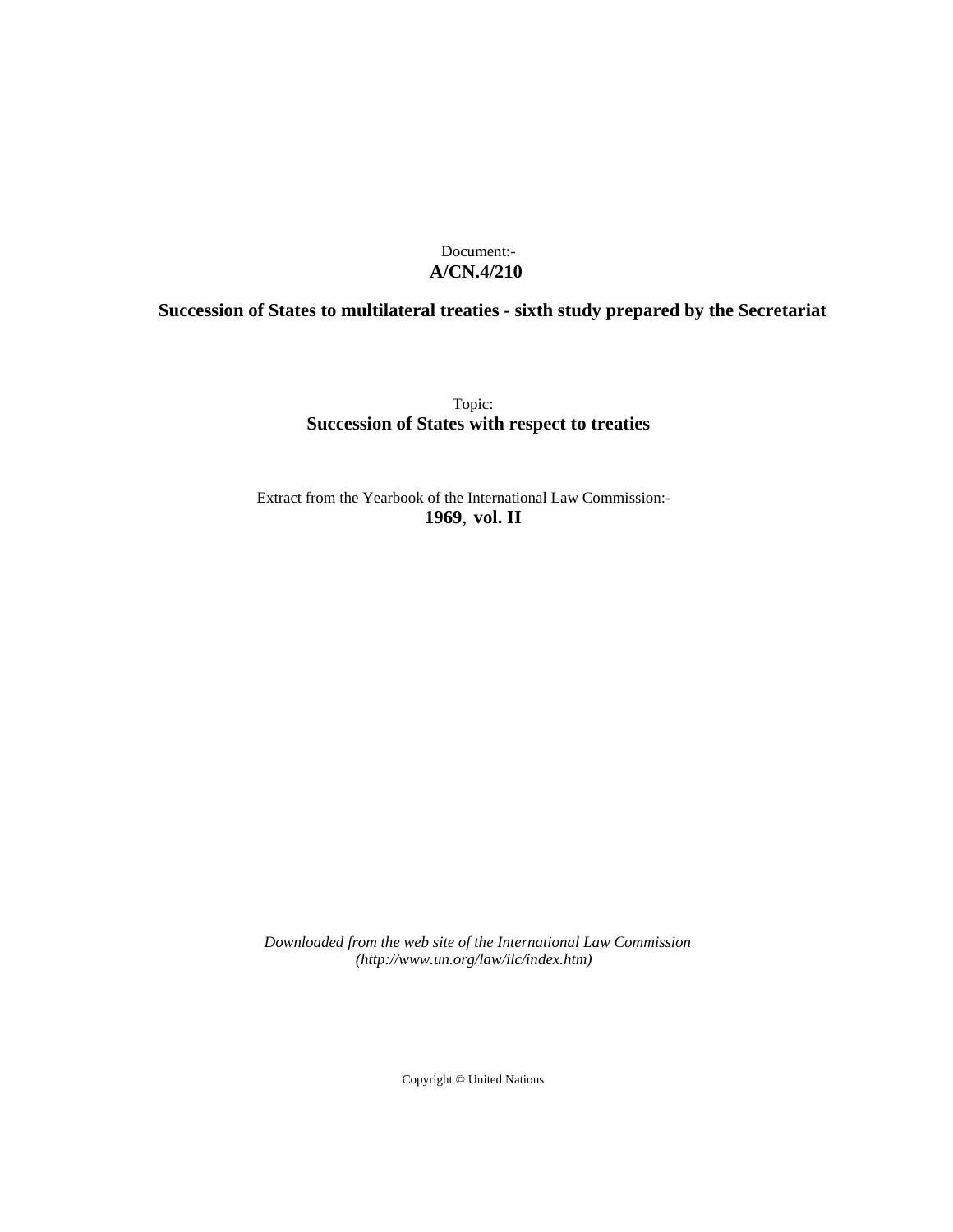Document:-
**A/CN.4/210**

**Succession of States to multilateral treaties - sixth study prepared by the Secretariat**

Topic:
**Succession of States with respect to treaties**

Extract from the Yearbook of the International Law Commission:-
**1969**, **vol. II**

*Downloaded from the web site of the International Law Commission (http://www.un.org/law/ilc/index.htm)*

Copyright © United Nations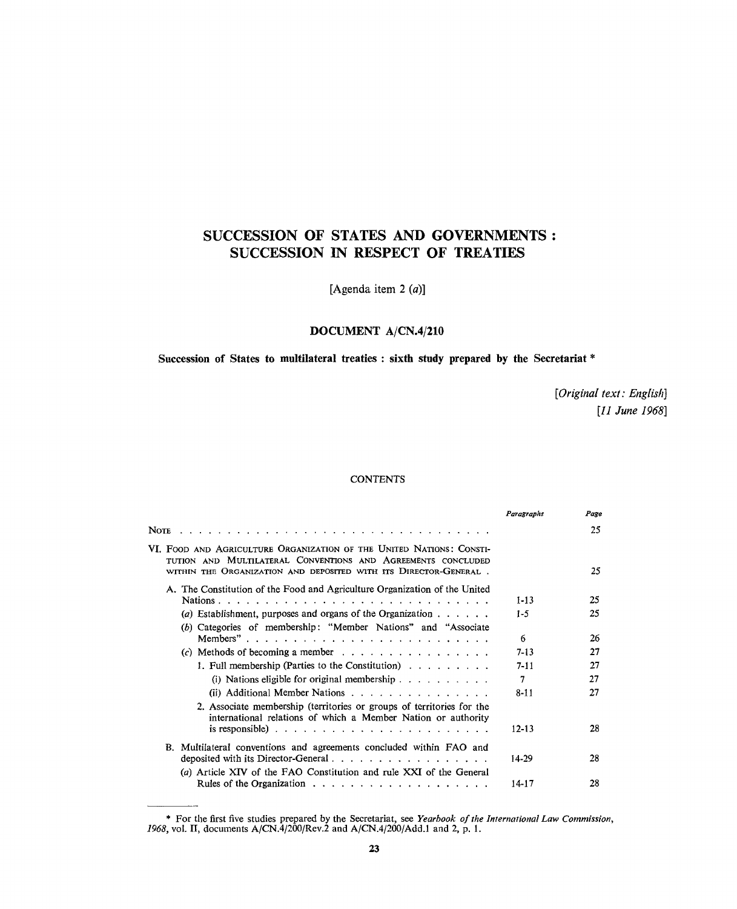# SUCCESSION OF STATES AND GOVERNMENTS: SUCCESSION IN RESPECT OF TREATIES

[Agenda item 2 (*a*)]

## DOCUMENT A/CN.4/210

### Succession of States to multilateral treaties: sixth study prepared by the Secretariat *

*[Original text: English]*
*[11 June 1968]*

CONTENTS

| | *Paragraphs* | *Page* |
|---|---|---|
| NOTE | | 25 |
| VI. FOOD AND AGRICULTURE ORGANIZATION OF THE UNITED NATIONS: CONSTITUTION AND MULTILATERAL CONVENTIONS AND AGREEMENTS CONCLUDED WITHIN THE ORGANIZATION AND DEPOSITED WITH ITS DIRECTOR-GENERAL | | 25 |
| A. The Constitution of the Food and Agriculture Organization of the United Nations | 1-13 | 25 |
| (*a*) Establishment, purposes and organs of the Organization | 1-5 | 25 |
| (*b*) Categories of membership: "Member Nations" and "Associate Members" | 6 | 26 |
| (*c*) Methods of becoming a member | 7-13 | 27 |
| 1. Full membership (Parties to the Constitution) | 7-11 | 27 |
| (i) Nations eligible for original membership | 7 | 27 |
| (ii) Additional Member Nations | 8-11 | 27 |
| 2. Associate membership (territories or groups of territories for the international relations of which a Member Nation or authority is responsible) | 12-13 | 28 |
| B. Multilateral conventions and agreements concluded within FAO and deposited with its Director-General | 14-29 | 28 |
| (*a*) Article XIV of the FAO Constitution and rule XXI of the General Rules of the Organization | 14-17 | 28 |

* For the first five studies prepared by the Secretariat, see *Yearbook of the International Law Commission, 1968*, vol. II, documents A/CN.4/200/Rev.2 and A/CN.4/200/Add.1 and 2, p. 1.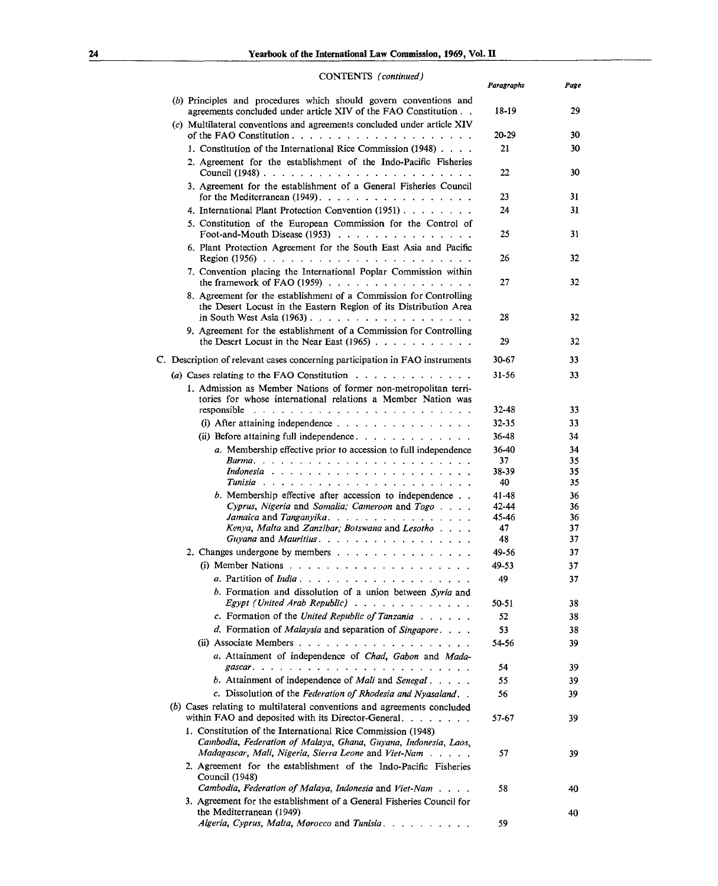CONTENTS *(continued)*

| | Paragraphs | Page |
|---|---|---|
| (*b*) Principles and procedures which should govern conventions and agreements concluded under article XIV of the FAO Constitution | 18-19 | 29 |
| (*c*) Multilateral conventions and agreements concluded under article XIV of the FAO Constitution | 20-29 | 30 |
| 1. Constitution of the International Rice Commission (1948) | 21 | 30 |
| 2. Agreement for the establishment of the Indo-Pacific Fisheries Council (1948) | 22 | 30 |
| 3. Agreement for the establishment of a General Fisheries Council for the Mediterranean (1949) | 23 | 31 |
| 4. International Plant Protection Convention (1951) | 24 | 31 |
| 5. Constitution of the European Commission for the Control of Foot-and-Mouth Disease (1953) | 25 | 31 |
| 6. Plant Protection Agreement for the South East Asia and Pacific Region (1956) | 26 | 32 |
| 7. Convention placing the International Poplar Commission within the framework of FAO (1959) | 27 | 32 |
| 8. Agreement for the establishment of a Commission for Controlling the Desert Locust in the Eastern Region of its Distribution Area in South West Asia (1963) | 28 | 32 |
| 9. Agreement for the establishment of a Commission for Controlling the Desert Locust in the Near East (1965) | 29 | 32 |
| C. Description of relevant cases concerning participation in FAO instruments | 30-67 | 33 |
| (*a*) Cases relating to the FAO Constitution | 31-56 | 33 |
| 1. Admission as Member Nations of former non-metropolitan territories for whose international relations a Member Nation was responsible | 32-48 | 33 |
| (i) After attaining independence | 32-35 | 33 |
| (ii) Before attaining full independence | 36-48 | 34 |
| *a.* Membership effective prior to accession to full independence | 36-40 | 34 |
| *Burma* | 37 | 35 |
| *Indonesia* | 38-39 | 35 |
| *Tunisia* | 40 | 35 |
| *b.* Membership effective after accession to independence | 41-48 | 36 |
| *Cyprus*, *Nigeria* and *Somalia*; *Cameroon* and *Togo* | 42-44 | 36 |
| *Jamaica* and *Tanganyika* | 45-46 | 36 |
| *Kenya*, *Malta* and *Zanzibar*; *Botswana* and *Lesotho* | 47 | 37 |
| *Guyana* and *Mauritius* | 48 | 37 |
| 2. Changes undergone by members | 49-56 | 37 |
| (i) Member Nations | 49-53 | 37 |
| *a.* Partition of *India* | 49 | 37 |
| *b.* Formation and dissolution of a union between *Syria* and *Egypt* (*United Arab Republic*) | 50-51 | 38 |
| *c.* Formation of the *United Republic of Tanzania* | 52 | 38 |
| *d.* Formation of *Malaysia* and separation of *Singapore* | 53 | 38 |
| (ii) Associate Members | 54-56 | 39 |
| *a.* Attainment of independence of *Chad*, *Gabon* and *Madagascar* | 54 | 39 |
| *b.* Attainment of independence of *Mali* and *Senegal* | 55 | 39 |
| *c.* Dissolution of the *Federation of Rhodesia and Nyasaland* | 56 | 39 |
| (*b*) Cases relating to multilateral conventions and agreements concluded within FAO and deposited with its Director-General | 57-67 | 39 |
| 1. Constitution of the International Rice Commission (1948) *Cambodia*, *Federation of Malaya*, *Ghana*, *Guyana*, *Indonesia*, *Laos*, *Madagascar*, *Mali*, *Nigeria*, *Sierra Leone* and *Viet-Nam* | 57 | 39 |
| 2. Agreement for the establishment of the Indo-Pacific Fisheries Council (1948) *Cambodia*, *Federation of Malaya*, *Indonesia* and *Viet-Nam* | 58 | 40 |
| 3. Agreement for the establishment of a General Fisheries Council for the Mediterranean (1949) *Algeria*, *Cyprus*, *Malta*, *Morocco* and *Tunisia* | 59 | 40 |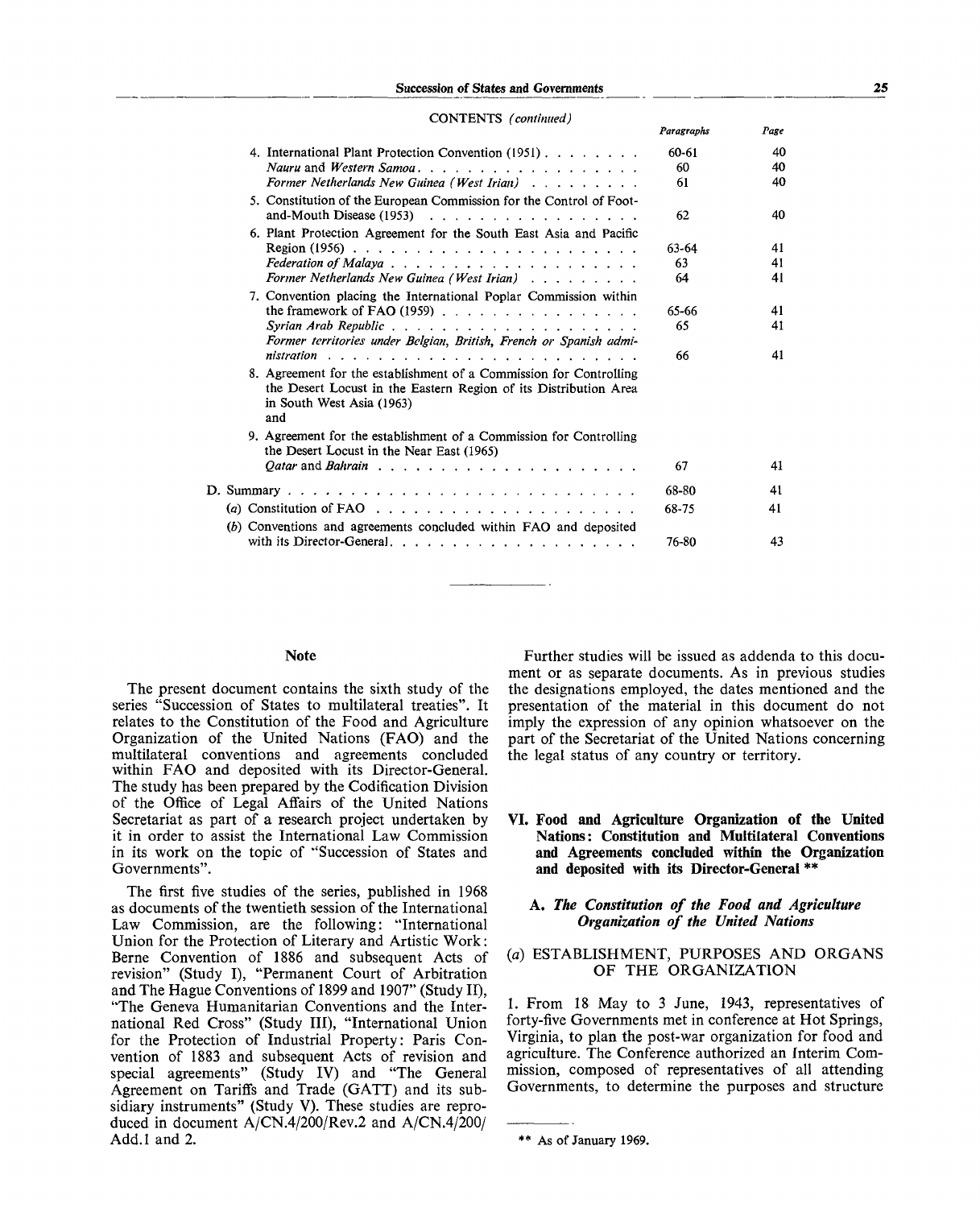CONTENTS (*continued*)

| | Paragraphs | Page |
|---|---|---|
| 4. International Plant Protection Convention (1951) | 60-61 | 40 |
| *Nauru* and *Western Samoa* | 60 | 40 |
| *Former Netherlands New Guinea (West Irian)* | 61 | 40 |
| 5. Constitution of the European Commission for the Control of Foot-and-Mouth Disease (1953) | 62 | 40 |
| 6. Plant Protection Agreement for the South East Asia and Pacific Region (1956) | 63-64 | 41 |
| *Federation of Malaya* | 63 | 41 |
| *Former Netherlands New Guinea (West Irian)* | 64 | 41 |
| 7. Convention placing the International Poplar Commission within the framework of FAO (1959) | 65-66 | 41 |
| *Syrian Arab Republic* | 65 | 41 |
| *Former territories under Belgian, British, French or Spanish administration* | 66 | 41 |
| 8. Agreement for the establishment of a Commission for Controlling the Desert Locust in the Eastern Region of its Distribution Area in South West Asia (1963) and | | |
| 9. Agreement for the establishment of a Commission for Controlling the Desert Locust in the Near East (1965) | | |
| *Qatar* and *Bahrain* | 67 | 41 |
| D. Summary | 68-80 | 41 |
| (*a*) Constitution of FAO | 68-75 | 41 |
| (*b*) Conventions and agreements concluded within FAO and deposited with its Director-General | 76-80 | 43 |

## Note

The present document contains the sixth study of the series "Succession of States to multilateral treaties". It relates to the Constitution of the Food and Agriculture Organization of the United Nations (FAO) and the multilateral conventions and agreements concluded within FAO and deposited with its Director-General. The study has been prepared by the Codification Division of the Office of Legal Affairs of the United Nations Secretariat as part of a research project undertaken by it in order to assist the International Law Commission in its work on the topic of "Succession of States and Governments".

The first five studies of the series, published in 1968 as documents of the twentieth session of the International Law Commission, are the following: "International Union for the Protection of Literary and Artistic Work: Berne Convention of 1886 and subsequent Acts of revision" (Study I), "Permanent Court of Arbitration and The Hague Conventions of 1899 and 1907" (Study II), "The Geneva Humanitarian Conventions and the International Red Cross" (Study III), "International Union for the Protection of Industrial Property: Paris Convention of 1883 and subsequent Acts of revision and special agreements" (Study IV) and "The General Agreement on Tariffs and Trade (GATT) and its subsidiary instruments" (Study V). These studies are reproduced in document A/CN.4/200/Rev.2 and A/CN.4/200/Add.1 and 2.

Further studies will be issued as addenda to this document or as separate documents. As in previous studies the designations employed, the dates mentioned and the presentation of the material in this document do not imply the expression of any opinion whatsoever on the part of the Secretariat of the United Nations concerning the legal status of any country or territory.

## VI. Food and Agriculture Organization of the United Nations: Constitution and Multilateral Conventions and Agreements concluded within the Organization and deposited with its Director-General **

### A. *The Constitution of the Food and Agriculture Organization of the United Nations*

#### (*a*) ESTABLISHMENT, PURPOSES AND ORGANS OF THE ORGANIZATION

1. From 18 May to 3 June, 1943, representatives of forty-five Governments met in conference at Hot Springs, Virginia, to plan the post-war organization for food and agriculture. The Conference authorized an Interim Commission, composed of representatives of all attending Governments, to determine the purposes and structure

** As of January 1969.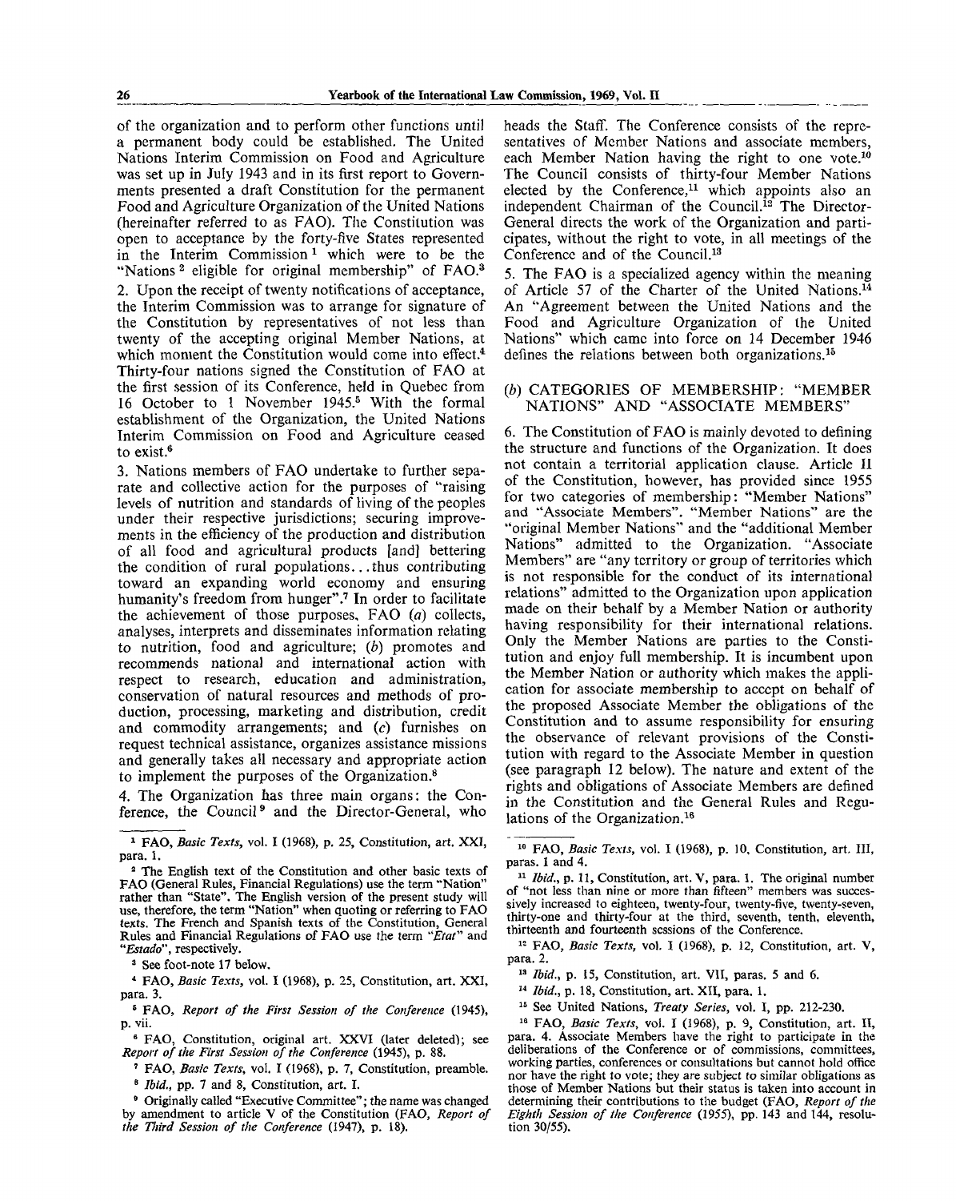of the organization and to perform other functions until a permanent body could be established. The United Nations Interim Commission on Food and Agriculture was set up in July 1943 and in its first report to Governments presented a draft Constitution for the permanent Food and Agriculture Organization of the United Nations (hereinafter referred to as FAO). The Constitution was open to acceptance by the forty-five States represented in the Interim Commission [1] which were to be the "Nations [2] eligible for original membership" of FAO.[3]

2. Upon the receipt of twenty notifications of acceptance, the Interim Commission was to arrange for signature of the Constitution by representatives of not less than twenty of the accepting original Member Nations, at which moment the Constitution would come into effect.[4] Thirty-four nations signed the Constitution of FAO at the first session of its Conference, held in Quebec from 16 October to 1 November 1945.[5] With the formal establishment of the Organization, the United Nations Interim Commission on Food and Agriculture ceased to exist.[6]

3. Nations members of FAO undertake to further separate and collective action for the purposes of "raising levels of nutrition and standards of living of the peoples under their respective jurisdictions; securing improvements in the efficiency of the production and distribution of all food and agricultural products [and] bettering the condition of rural populations... thus contributing toward an expanding world economy and ensuring humanity's freedom from hunger".[7] In order to facilitate the achievement of those purposes, FAO (*a*) collects, analyses, interprets and disseminates information relating to nutrition, food and agriculture; (*b*) promotes and recommends national and international action with respect to research, education and administration, conservation of natural resources and methods of production, processing, marketing and distribution, credit and commodity arrangements; and (*c*) furnishes on request technical assistance, organizes assistance missions and generally takes all necessary and appropriate action to implement the purposes of the Organization.[8]

4. The Organization has three main organs: the Conference, the Council [9] and the Director-General, who heads the Staff. The Conference consists of the representatives of Member Nations and associate members, each Member Nation having the right to one vote.[10] The Council consists of thirty-four Member Nations elected by the Conference,[11] which appoints also an independent Chairman of the Council.[12] The Director-General directs the work of the Organization and participates, without the right to vote, in all meetings of the Conference and of the Council.[13]

5. The FAO is a specialized agency within the meaning of Article 57 of the Charter of the United Nations.[14] An "Agreement between the United Nations and the Food and Agriculture Organization of the United Nations" which came into force on 14 December 1946 defines the relations between both organizations.[15]

### (*b*) CATEGORIES OF MEMBERSHIP: "MEMBER NATIONS" AND "ASSOCIATE MEMBERS"

6. The Constitution of FAO is mainly devoted to defining the structure and functions of the Organization. It does not contain a territorial application clause. Article II of the Constitution, however, has provided since 1955 for two categories of membership: "Member Nations" and "Associate Members". "Member Nations" are the "original Member Nations" and the "additional Member Nations" admitted to the Organization. "Associate Members" are "any territory or group of territories which is not responsible for the conduct of its international relations" admitted to the Organization upon application made on their behalf by a Member Nation or authority having responsibility for their international relations. Only the Member Nations are parties to the Constitution and enjoy full membership. It is incumbent upon the Member Nation or authority which makes the application for associate membership to accept on behalf of the proposed Associate Member the obligations of the Constitution and to assume responsibility for ensuring the observance of relevant provisions of the Constitution with regard to the Associate Member in question (see paragraph 12 below). The nature and extent of the rights and obligations of Associate Members are defined in the Constitution and the General Rules and Regulations of the Organization.[16]

---

[1] FAO, *Basic Texts*, vol. I (1968), p. 25, Constitution, art. XXI, para. 1.

[2] The English text of the Constitution and other basic texts of FAO (General Rules, Financial Regulations) use the term "Nation" rather than "State". The English version of the present study will use, therefore, the term "Nation" when quoting or referring to FAO texts. The French and Spanish texts of the Constitution, General Rules and Financial Regulations of FAO use the term "*Etat*" and "*Estado*", respectively.

[3] See foot-note 17 below.

[4] FAO, *Basic Texts*, vol. I (1968), p. 25, Constitution, art. XXI, para. 3.

[5] FAO, *Report of the First Session of the Conference* (1945), p. vii.

[6] FAO, Constitution, original art. XXVI (later deleted); see *Report of the First Session of the Conference* (1945), p. 88.

[7] FAO, *Basic Texts*, vol. I (1968), p. 7, Constitution, preamble.

[8] *Ibid.*, pp. 7 and 8, Constitution, art. I.

[9] Originally called "Executive Committee"; the name was changed by amendment to article V of the Constitution (FAO, *Report of the Third Session of the Conference* (1947), p. 18).

[10] FAO, *Basic Texts*, vol. I (1968), p. 10, Constitution, art. III, paras. 1 and 4.

[11] *Ibid.*, p. 11, Constitution, art. V, para. 1. The original number of "not less than nine or more than fifteen" members was successively increased to eighteen, twenty-four, twenty-five, twenty-seven, thirty-one and thirty-four at the third, seventh, tenth, eleventh, thirteenth and fourteenth sessions of the Conference.

[12] FAO, *Basic Texts*, vol. I (1968), p. 12, Constitution, art. V, para. 2.

[13] *Ibid.*, p. 15, Constitution, art. VII, paras. 5 and 6.

[14] *Ibid.*, p. 18, Constitution, art. XII, para. 1.

[15] See United Nations, *Treaty Series*, vol. I, pp. 212-230.

[16] FAO, *Basic Texts*, vol. I (1968), p. 9, Constitution, art. II, para. 4. Associate Members have the right to participate in the deliberations of the Conference or of commissions, committees, working parties, conferences or consultations but cannot hold office nor have the right to vote; they are subject to similar obligations as those of Member Nations but their status is taken into account in determining their contributions to the budget (FAO, *Report of the Eighth Session of the Conference* (1955), pp. 143 and 144, resolution 30/55).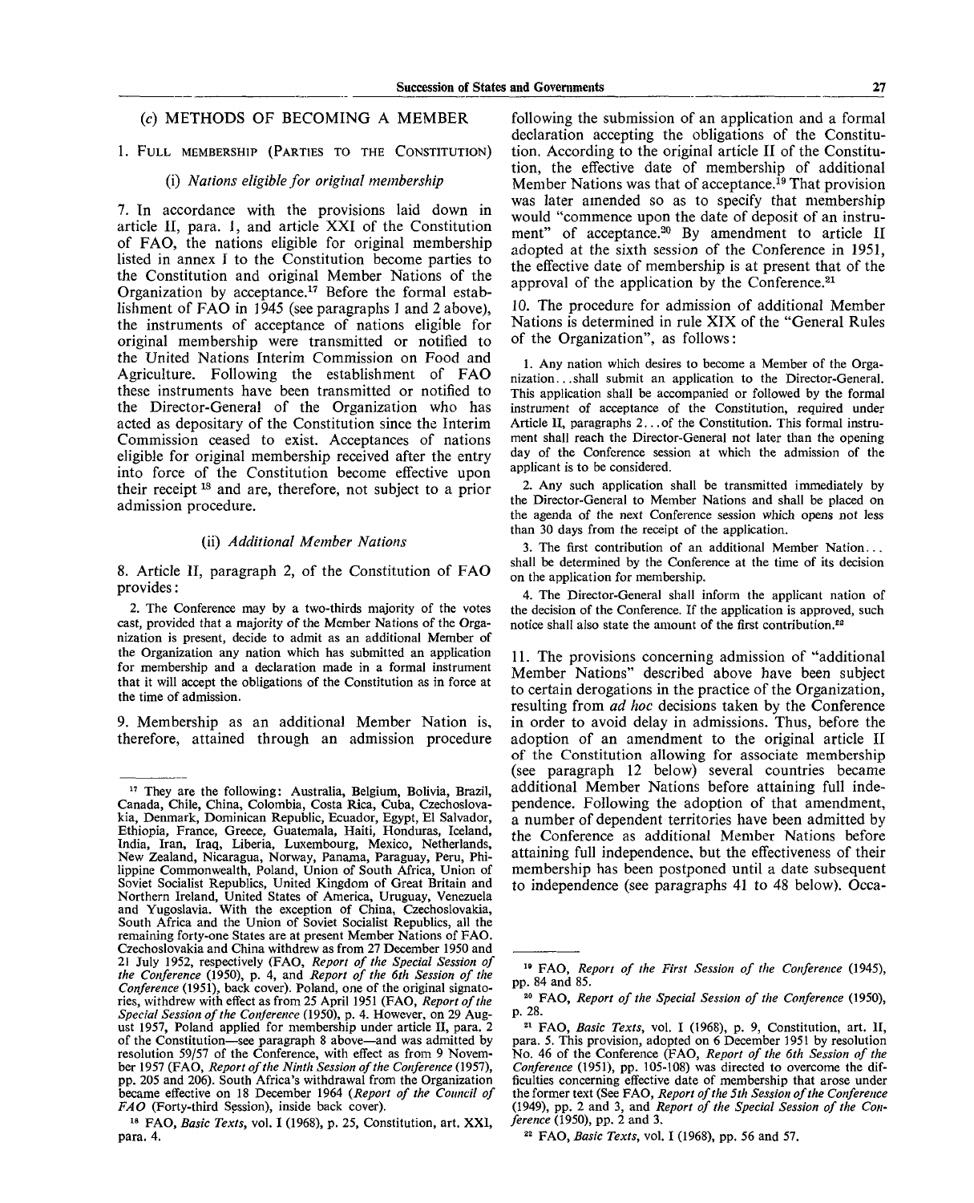### (c) METHODS OF BECOMING A MEMBER

#### 1. FULL MEMBERSHIP (PARTIES TO THE CONSTITUTION)

##### (i) *Nations eligible for original membership*

7. In accordance with the provisions laid down in article II, para. 1, and article XXI of the Constitution of FAO, the nations eligible for original membership listed in annex I to the Constitution become parties to the Constitution and original Member Nations of the Organization by acceptance.[17] Before the formal establishment of FAO in 1945 (see paragraphs 1 and 2 above), the instruments of acceptance of nations eligible for original membership were transmitted or notified to the United Nations Interim Commission on Food and Agriculture. Following the establishment of FAO these instruments have been transmitted or notified to the Director-General of the Organization who has acted as depositary of the Constitution since the Interim Commission ceased to exist. Acceptances of nations eligible for original membership received after the entry into force of the Constitution become effective upon their receipt [18] and are, therefore, not subject to a prior admission procedure.

##### (ii) *Additional Member Nations*

8. Article II, paragraph 2, of the Constitution of FAO provides:

> 2. The Conference may by a two-thirds majority of the votes cast, provided that a majority of the Member Nations of the Organization is present, decide to admit as an additional Member of the Organization any nation which has submitted an application for membership and a declaration made in a formal instrument that it will accept the obligations of the Constitution as in force at the time of admission.

9. Membership as an additional Member Nation is, therefore, attained through an admission procedure following the submission of an application and a formal declaration accepting the obligations of the Constitution. According to the original article II of the Constitution, the effective date of membership of additional Member Nations was that of acceptance.[19] That provision was later amended so as to specify that membership would "commence upon the date of deposit of an instrument" of acceptance.[20] By amendment to article II adopted at the sixth session of the Conference in 1951, the effective date of membership is at present that of the approval of the application by the Conference.[21]

10. The procedure for admission of additional Member Nations is determined in rule XIX of the "General Rules of the Organization", as follows:

> 1. Any nation which desires to become a Member of the Organization...shall submit an application to the Director-General. This application shall be accompanied or followed by the formal instrument of acceptance of the Constitution, required under Article II, paragraphs 2...of the Constitution. This formal instrument shall reach the Director-General not later than the opening day of the Conference session at which the admission of the applicant is to be considered.
>
> 2. Any such application shall be transmitted immediately by the Director-General to Member Nations and shall be placed on the agenda of the next Conference session which opens not less than 30 days from the receipt of the application.
>
> 3. The first contribution of an additional Member Nation... shall be determined by the Conference at the time of its decision on the application for membership.
>
> 4. The Director-General shall inform the applicant nation of the decision of the Conference. If the application is approved, such notice shall also state the amount of the first contribution.[22]

11. The provisions concerning admission of "additional Member Nations" described above have been subject to certain derogations in the practice of the Organization, resulting from *ad hoc* decisions taken by the Conference in order to avoid delay in admissions. Thus, before the adoption of an amendment to the original article II of the Constitution allowing for associate membership (see paragraph 12 below) several countries became additional Member Nations before attaining full independence. Following the adoption of that amendment, a number of dependent territories have been admitted by the Conference as additional Member Nations before attaining full independence, but the effectiveness of their membership has been postponed until a date subsequent to independence (see paragraphs 41 to 48 below). Occa-

---

[17] They are the following: Australia, Belgium, Bolivia, Brazil, Canada, Chile, China, Colombia, Costa Rica, Cuba, Czechoslovakia, Denmark, Dominican Republic, Ecuador, Egypt, El Salvador, Ethiopia, France, Greece, Guatemala, Haiti, Honduras, Iceland, India, Iran, Iraq, Liberia, Luxembourg, Mexico, Netherlands, New Zealand, Nicaragua, Norway, Panama, Paraguay, Peru, Philippine Commonwealth, Poland, Union of South Africa, Union of Soviet Socialist Republics, United Kingdom of Great Britain and Northern Ireland, United States of America, Uruguay, Venezuela and Yugoslavia. With the exception of China, Czechoslovakia, South Africa and the Union of Soviet Socialist Republics, all the remaining forty-one States are at present Member Nations of FAO. Czechoslovakia and China withdrew as from 27 December 1950 and 21 July 1952, respectively (FAO, *Report of the Special Session of the Conference* (1950), p. 4, and *Report of the 6th Session of the Conference* (1951), back cover). Poland, one of the original signatories, withdrew with effect as from 25 April 1951 (FAO, *Report of the Special Session of the Conference* (1950), p. 4. However, on 29 August 1957, Poland applied for membership under article II, para. 2 of the Constitution—see paragraph 8 above—and was admitted by resolution 59/57 of the Conference, with effect as from 9 November 1957 (FAO, *Report of the Ninth Session of the Conference* (1957), pp. 205 and 206). South Africa's withdrawal from the Organization became effective on 18 December 1964 (*Report of the Council of FAO* (Forty-third Session), inside back cover).

[18] FAO, *Basic Texts*, vol. I (1968), p. 25, Constitution, art. XXI, para. 4.

[19] FAO, *Report of the First Session of the Conference* (1945), pp. 84 and 85.

[20] FAO, *Report of the Special Session of the Conference* (1950), p. 28.

[21] FAO, *Basic Texts*, vol. I (1968), p. 9, Constitution, art. II, para. 5. This provision, adopted on 6 December 1951 by resolution No. 46 of the Conference (FAO, *Report of the 6th Session of the Conference* (1951), pp. 105-108) was directed to overcome the difficulties concerning effective date of membership that arose under the former text (See FAO, *Report of the 5th Session of the Conference* (1949), pp. 2 and 3, and *Report of the Special Session of the Conference* (1950), pp. 2 and 3.

[22] FAO, *Basic Texts*, vol. I (1968), pp. 56 and 57.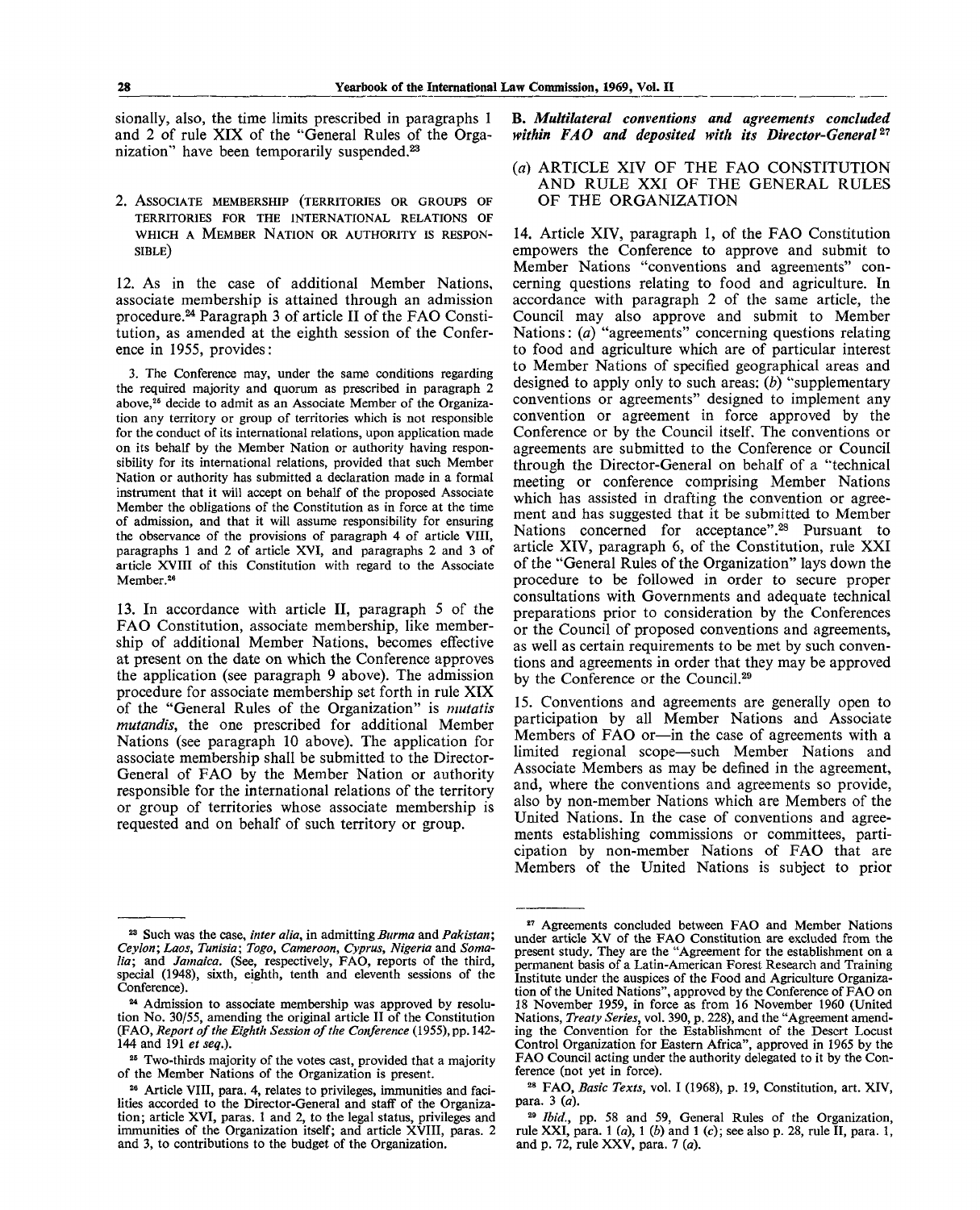sionally, also, the time limits prescribed in paragraphs 1 and 2 of rule XIX of the "General Rules of the Organization" have been temporarily suspended.[23]

2. ASSOCIATE MEMBERSHIP (TERRITORIES OR GROUPS OF TERRITORIES FOR THE INTERNATIONAL RELATIONS OF WHICH A MEMBER NATION OR AUTHORITY IS RESPONSIBLE)

12. As in the case of additional Member Nations, associate membership is attained through an admission procedure.[24] Paragraph 3 of article II of the FAO Constitution, as amended at the eighth session of the Conference in 1955, provides:

> 3. The Conference may, under the same conditions regarding the required majority and quorum as prescribed in paragraph 2 above,[25] decide to admit as an Associate Member of the Organization any territory or group of territories which is not responsible for the conduct of its international relations, upon application made on its behalf by the Member Nation or authority having responsibility for its international relations, provided that such Member Nation or authority has submitted a declaration made in a formal instrument that it will accept on behalf of the proposed Associate Member the obligations of the Constitution as in force at the time of admission, and that it will assume responsibility for ensuring the observance of the provisions of paragraph 4 of article VIII, paragraphs 1 and 2 of article XVI, and paragraphs 2 and 3 of article XVIII of this Constitution with regard to the Associate Member.[26]

13. In accordance with article II, paragraph 5 of the FAO Constitution, associate membership, like membership of additional Member Nations, becomes effective at present on the date on which the Conference approves the application (see paragraph 9 above). The admission procedure for associate membership set forth in rule XIX of the "General Rules of the Organization" is *mutatis mutandis*, the one prescribed for additional Member Nations (see paragraph 10 above). The application for associate membership shall be submitted to the Director-General of FAO by the Member Nation or authority responsible for the international relations of the territory or group of territories whose associate membership is requested and on behalf of such territory or group.

### B. *Multilateral conventions and agreements concluded within FAO and deposited with its Director-General*[27]

#### (a) ARTICLE XIV OF THE FAO CONSTITUTION AND RULE XXI OF THE GENERAL RULES OF THE ORGANIZATION

14. Article XIV, paragraph 1, of the FAO Constitution empowers the Conference to approve and submit to Member Nations "conventions and agreements" concerning questions relating to food and agriculture. In accordance with paragraph 2 of the same article, the Council may also approve and submit to Member Nations: (*a*) "agreements" concerning questions relating to food and agriculture which are of particular interest to Member Nations of specified geographical areas and designed to apply only to such areas; (*b*) "supplementary conventions or agreements" designed to implement any convention or agreement in force approved by the Conference or by the Council itself. The conventions or agreements are submitted to the Conference or Council through the Director-General on behalf of a "technical meeting or conference comprising Member Nations which has assisted in drafting the convention or agreement and has suggested that it be submitted to Member Nations concerned for acceptance".[28] Pursuant to article XIV, paragraph 6, of the Constitution, rule XXI of the "General Rules of the Organization" lays down the procedure to be followed in order to secure proper consultations with Governments and adequate technical preparations prior to consideration by the Conferences or the Council of proposed conventions and agreements, as well as certain requirements to be met by such conventions and agreements in order that they may be approved by the Conference or the Council.[29]

15. Conventions and agreements are generally open to participation by all Member Nations and Associate Members of FAO or—in the case of agreements with a limited regional scope—such Member Nations and Associate Members as may be defined in the agreement, and, where the conventions and agreements so provide, also by non-member Nations which are Members of the United Nations. In the case of conventions and agreements establishing commissions or committees, participation by non-member Nations of FAO that are Members of the United Nations is subject to prior

---

[23] Such was the case, *inter alia*, in admitting *Burma* and *Pakistan*; *Ceylon*; *Laos*, *Tunisia*; *Togo*, *Cameroon*, *Cyprus*, *Nigeria* and *Somalia*; and *Jamaica*. (See, respectively, FAO, reports of the third, special (1948), sixth, eighth, tenth and eleventh sessions of the Conference).

[24] Admission to associate membership was approved by resolution No. 30/55, amending the original article II of the Constitution (FAO, *Report of the Eighth Session of the Conference* (1955), pp. 142-144 and 191 *et seq.*).

[25] Two-thirds majority of the votes cast, provided that a majority of the Member Nations of the Organization is present.

[26] Article VIII, para. 4, relates to privileges, immunities and facilities accorded to the Director-General and staff of the Organization; article XVI, paras. 1 and 2, to the legal status, privileges and immunities of the Organization itself; and article XVIII, paras. 2 and 3, to contributions to the budget of the Organization.

[27] Agreements concluded between FAO and Member Nations under article XV of the FAO Constitution are excluded from the present study. They are the "Agreement for the establishment on a permanent basis of a Latin-American Forest Research and Training Institute under the auspices of the Food and Agriculture Organization of the United Nations", approved by the Conference of FAO on 18 November 1959, in force as from 16 November 1960 (United Nations, *Treaty Series*, vol. 390, p. 228), and the "Agreement amending the Convention for the Establishment of the Desert Locust Control Organization for Eastern Africa", approved in 1965 by the FAO Council acting under the authority delegated to it by the Conference (not yet in force).

[28] FAO, *Basic Texts*, vol. I (1968), p. 19, Constitution, art. XIV, para. 3 (*a*).

[29] *Ibid.*, pp. 58 and 59, General Rules of the Organization, rule XXI, para. 1 (*a*), 1 (*b*) and 1 (*c*); see also p. 28, rule II, para. 1, and p. 72, rule XXV, para. 7 (*a*).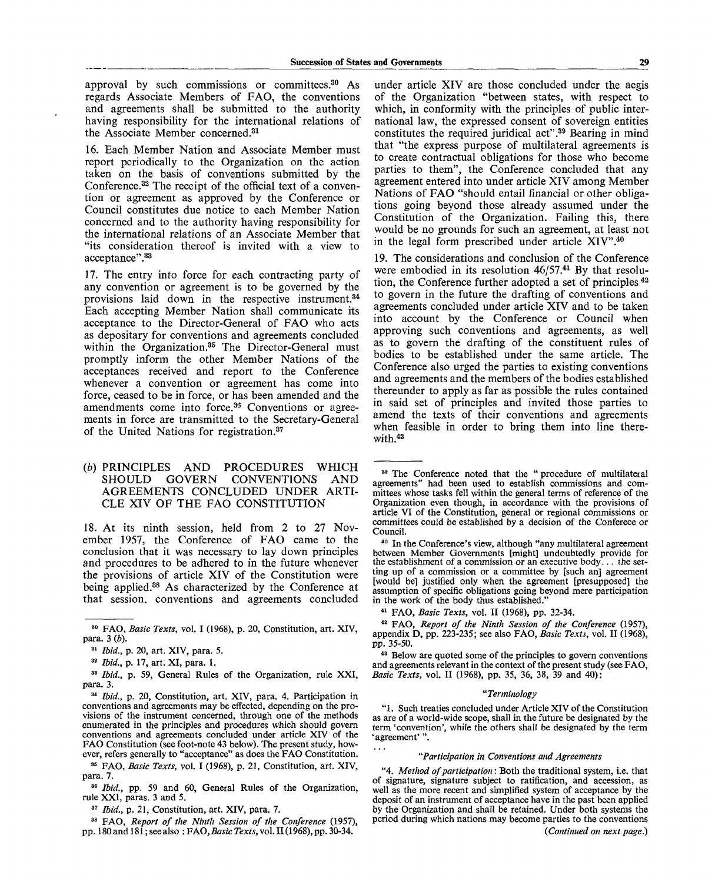approval by such commissions or committees.[30] As regards Associate Members of FAO, the conventions and agreements shall be submitted to the authority having responsibility for the international relations of the Associate Member concerned.[31]

16. Each Member Nation and Associate Member must report periodically to the Organization on the action taken on the basis of conventions submitted by the Conference.[32] The receipt of the official text of a convention or agreement as approved by the Conference or Council constitutes due notice to each Member Nation concerned and to the authority having responsibility for the international relations of an Associate Member that "its consideration thereof is invited with a view to acceptance".[33]

17. The entry into force for each contracting party of any convention or agreement is to be governed by the provisions laid down in the respective instrument.[34] Each accepting Member Nation shall communicate its acceptance to the Director-General of FAO who acts as depositary for conventions and agreements concluded within the Organization.[35] The Director-General must promptly inform the other Member Nations of the acceptances received and report to the Conference whenever a convention or agreement has come into force, ceased to be in force, or has been amended and the amendments come into force.[36] Conventions or agreements in force are transmitted to the Secretary-General of the United Nations for registration.[37]

### (b) PRINCIPLES AND PROCEDURES WHICH SHOULD GOVERN CONVENTIONS AND AGREEMENTS CONCLUDED UNDER ARTICLE XIV OF THE FAO CONSTITUTION

18. At its ninth session, held from 2 to 27 November 1957, the Conference of FAO came to the conclusion that it was necessary to lay down principles and procedures to be adhered to in the future whenever the provisions of article XIV of the Constitution were being applied.[38] As characterized by the Conference at that session, conventions and agreements concluded under article XIV are those concluded under the aegis of the Organization "between states, with respect to which, in conformity with the principles of public international law, the expressed consent of sovereign entities constitutes the required juridical act".[39] Bearing in mind that "the express purpose of multilateral agreements is to create contractual obligations for those who become parties to them", the Conference concluded that any agreement entered into under article XIV among Member Nations of FAO "should entail financial or other obligations going beyond those already assumed under the Constitution of the Organization. Failing this, there would be no grounds for such an agreement, at least not in the legal form prescribed under article XIV".[40]

19. The considerations and conclusion of the Conference were embodied in its resolution 46/57.[41] By that resolution, the Conference further adopted a set of principles[42] to govern in the future the drafting of conventions and agreements concluded under article XIV and to be taken into account by the Conference or Council when approving such conventions and agreements, as well as to govern the drafting of the constituent rules of bodies to be established under the same article. The Conference also urged the parties to existing conventions and agreements and the members of the bodies established thereunder to apply as far as possible the rules contained in said set of principles and invited those parties to amend the texts of their conventions and agreements when feasible in order to bring them into line therewith.[43]

---

[30] FAO, *Basic Texts*, vol. I (1968), p. 20, Constitution, art. XIV, para. 3 (*b*).

[31] *Ibid.*, p. 20, art. XIV, para. 5.

[32] *Ibid.*, p. 17, art. XI, para. 1.

[33] *Ibid.*, p. 59, General Rules of the Organization, rule XXI, para. 3.

[34] *Ibid.*, p. 20, Constitution, art. XIV, para. 4. Participation in conventions and agreements may be effected, depending on the provisions of the instrument concerned, through one of the methods enumerated in the principles and procedures which should govern conventions and agreements concluded under article XIV of the FAO Constitution (see foot-note 43 below). The present study, however, refers generally to "acceptance" as does the FAO Constitution.

[35] FAO, *Basic Texts*, vol. I (1968), p. 21, Constitution, art. XIV, para. 7.

[36] *Ibid.*, pp. 59 and 60, General Rules of the Organization, rule XXI, paras. 3 and 5.

[37] *Ibid.*, p. 21, Constitution, art. XIV, para. 7.

[38] FAO, *Report of the Ninth Session of the Conference* (1957), pp. 180 and 181; see also : FAO, *Basic Texts*, vol. II (1968), pp. 30-34.

[39] The Conference noted that the "procedure of multilateral agreements" had been used to establish commissions and committees whose tasks fell within the general terms of reference of the Organization even though, in accordance with the provisions of article VI of the Constitution, general or regional commissions or committees could be established by a decision of the Conferece or Council.

[40] In the Conference's view, although "any multilateral agreement between Member Governments [might] undoubtedly provide for the establishment of a commission or an executive body... the setting up of a commission or a committee by [such an] agreement [would be] justified only when the agreement [presupposed] the assumption of specific obligations going beyond mere participation in the work of the body thus established."

[41] FAO, *Basic Texts*, vol. II (1968), pp. 32-34.

[42] FAO, *Report of the Ninth Session of the Conference* (1957), appendix D, pp. 223-235; see also FAO, *Basic Texts*, vol. II (1968), pp. 35-50.

[43] Below are quoted some of the principles to govern conventions and agreements relevant in the context of the present study (see FAO, *Basic Texts*, vol. II (1968), pp. 35, 36, 38, 39 and 40):

*"Terminology*

"1. Such treaties concluded under Article XIV of the Constitution as are of a world-wide scope, shall in the future be designated by the term 'convention', while the others shall be designated by the term 'agreement' ".

...

*"Participation in Conventions and Agreements*

"4. *Method of participation*: Both the traditional system, i.e. that of signature, signature subject to ratification, and accession, as well as the more recent and simplified system of acceptance by the deposit of an instrument of acceptance have in the past been applied by the Organization and shall be retained. Under both systems the period during which nations may become parties to the conventions

(*Continued on next page.*)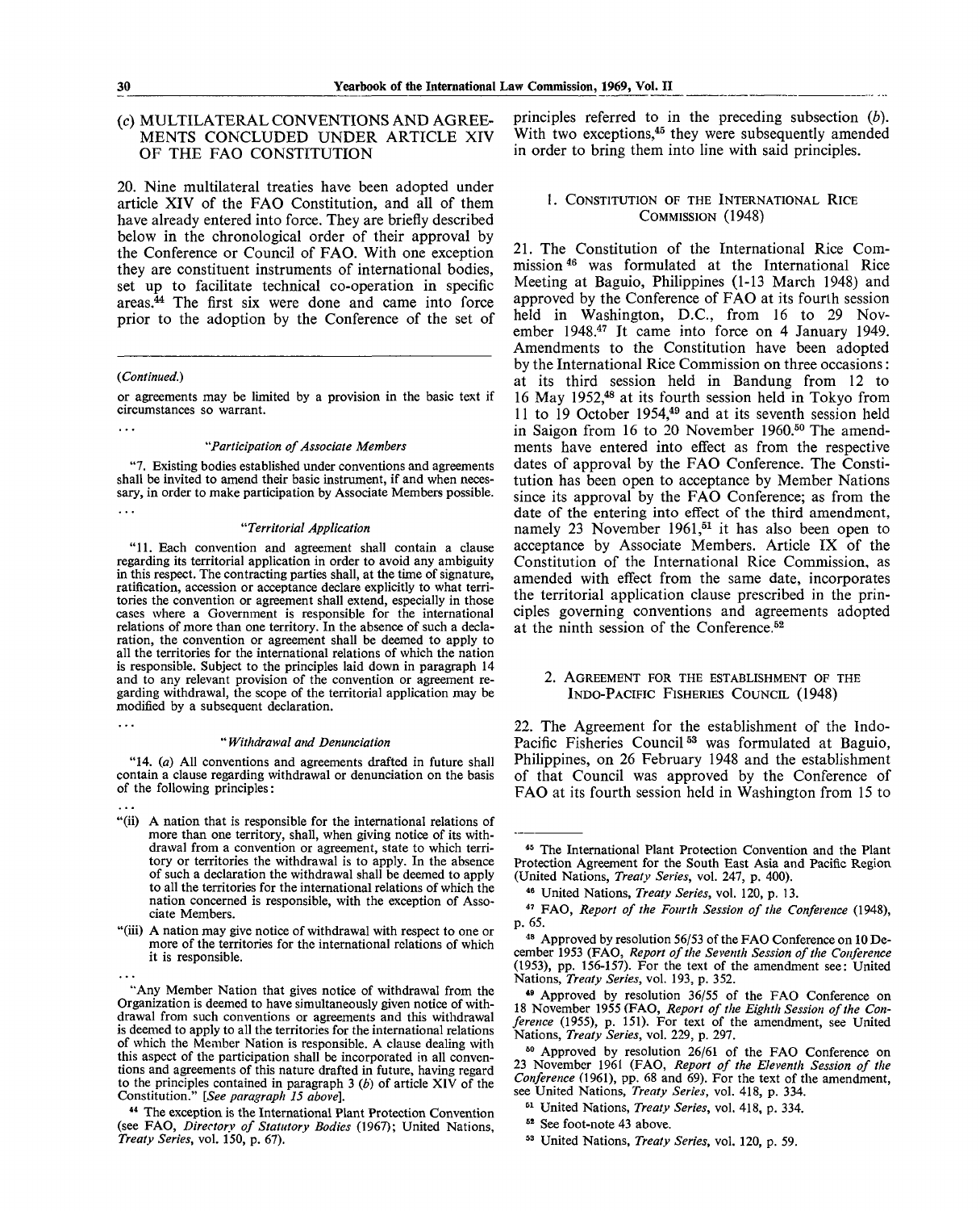## (c) MULTILATERAL CONVENTIONS AND AGREEMENTS CONCLUDED UNDER ARTICLE XIV OF THE FAO CONSTITUTION

20. Nine multilateral treaties have been adopted under article XIV of the FAO Constitution, and all of them have already entered into force. They are briefly described below in the chronological order of their approval by the Conference or Council of FAO. With one exception they are constituent instruments of international bodies, set up to facilitate technical co-operation in specific areas.[44] The first six were done and came into force prior to the adoption by the Conference of the set of principles referred to in the preceding subsection (*b*). With two exceptions,[45] they were subsequently amended in order to bring them into line with said principles.

### 1. Constitution of the International Rice Commission (1948)

21. The Constitution of the International Rice Commission[46] was formulated at the International Rice Meeting at Baguio, Philippines (1-13 March 1948) and approved by the Conference of FAO at its fourth session held in Washington, D.C., from 16 to 29 November 1948.[47] It came into force on 4 January 1949. Amendments to the Constitution have been adopted by the International Rice Commission on three occasions: at its third session held in Bandung from 12 to 16 May 1952,[48] at its fourth session held in Tokyo from 11 to 19 October 1954,[49] and at its seventh session held in Saigon from 16 to 20 November 1960.[50] The amendments have entered into effect as from the respective dates of approval by the FAO Conference. The Constitution has been open to acceptance by Member Nations since its approval by the FAO Conference; as from the date of the entering into effect of the third amendment, namely 23 November 1961,[51] it has also been open to acceptance by Associate Members. Article IX of the Constitution of the International Rice Commission, as amended with effect from the same date, incorporates the territorial application clause prescribed in the principles governing conventions and agreements adopted at the ninth session of the Conference.[52]

### 2. Agreement for the establishment of the Indo-Pacific Fisheries Council (1948)

22. The Agreement for the establishment of the Indo-Pacific Fisheries Council[53] was formulated at Baguio, Philippines, on 26 February 1948 and the establishment of that Council was approved by the Conference of FAO at its fourth session held in Washington from 15 to

---

(*Continued.*)

or agreements may be limited by a provision in the basic text if circumstances so warrant.

...

*"Participation of Associate Members*

"7. Existing bodies established under conventions and agreements shall be invited to amend their basic instrument, if and when necessary, in order to make participation by Associate Members possible.

...

*"Territorial Application*

"11. Each convention and agreement shall contain a clause regarding its territorial application in order to avoid any ambiguity in this respect. The contracting parties shall, at the time of signature, ratification, accession or acceptance declare explicitly to what territories the convention or agreement shall extend, especially in those cases where a Government is responsible for the international relations of more than one territory. In the absence of such a declaration, the convention or agreement shall be deemed to apply to all the territories for the international relations of which the nation is responsible. Subject to the principles laid down in paragraph 14 and to any relevant provision of the convention or agreement regarding withdrawal, the scope of the territorial application may be modified by a subsequent declaration.

...

*"Withdrawal and Denunciation*

"14. (*a*) All conventions and agreements drafted in future shall contain a clause regarding withdrawal or denunciation on the basis of the following principles:

...

"(ii) A nation that is responsible for the international relations of more than one territory, shall, when giving notice of its withdrawal from a convention or agreement, state to which territory or territories the withdrawal is to apply. In the absence of such a declaration the withdrawal shall be deemed to apply to all the territories for the international relations of which the nation concerned is responsible, with the exception of Associate Members.

"(iii) A nation may give notice of withdrawal with respect to one or more of the territories for the international relations of which it is responsible.

...

"Any Member Nation that gives notice of withdrawal from the Organization is deemed to have simultaneously given notice of withdrawal from such conventions or agreements and this withdrawal is deemed to apply to all the territories for the international relations of which the Member Nation is responsible. A clause dealing with this aspect of the participation shall be incorporated in all conventions and agreements of this nature drafted in future, having regard to the principles contained in paragraph 3 (*b*) of article XIV of the Constitution." [*See paragraph 15 above*].

[44] The exception is the International Plant Protection Convention (see FAO, *Directory of Statutory Bodies* (1967); United Nations, *Treaty Series*, vol. 150, p. 67).

[45] The International Plant Protection Convention and the Plant Protection Agreement for the South East Asia and Pacific Region (United Nations, *Treaty Series*, vol. 247, p. 400).

[46] United Nations, *Treaty Series*, vol. 120, p. 13.

[47] FAO, *Report of the Fourth Session of the Conference* (1948), p. 65.

[48] Approved by resolution 56/53 of the FAO Conference on 10 December 1953 (FAO, *Report of the Seventh Session of the Conference* (1953), pp. 156-157). For the text of the amendment see: United Nations, *Treaty Series*, vol. 193, p. 352.

[49] Approved by resolution 36/55 of the FAO Conference on 18 November 1955 (FAO, *Report of the Eighth Session of the Conference* (1955), p. 151). For text of the amendment, see United Nations, *Treaty Series*, vol. 229, p. 297.

[50] Approved by resolution 26/61 of the FAO Conference on 23 November 1961 (FAO, *Report of the Eleventh Session of the Conference* (1961), pp. 68 and 69). For the text of the amendment, see United Nations, *Treaty Series*, vol. 418, p. 334.

[51] United Nations, *Treaty Series*, vol. 418, p. 334.

[52] See foot-note 43 above.

[53] United Nations, *Treaty Series*, vol. 120, p. 59.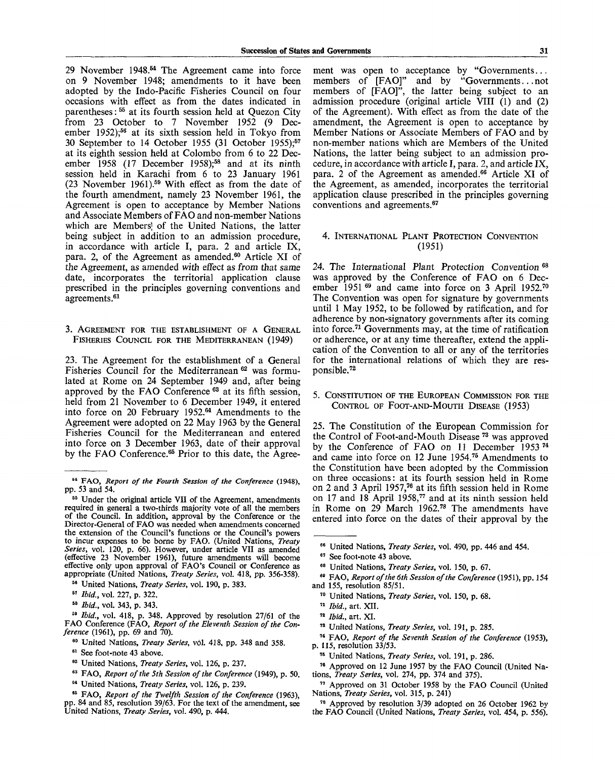29 November 1948.[54] The Agreement came into force on 9 November 1948; amendments to it have been adopted by the Indo-Pacific Fisheries Council on four occasions with effect as from the dates indicated in parentheses:[55] at its fourth session held at Quezon City from 23 October to 7 November 1952 (9 December 1952);[56] at its sixth session held in Tokyo from 30 September to 14 October 1955 (31 October 1955);[57] at its eighth session held at Colombo from 6 to 22 December 1958 (17 December 1958);[58] and at its ninth session held in Karachi from 6 to 23 January 1961 (23 November 1961).[59] With effect as from the date of the fourth amendment, namely 23 November 1961, the Agreement is open to acceptance by Member Nations and Associate Members of FAO and non-member Nations which are Members of the United Nations, the latter being subject in addition to an admission procedure, in accordance with article I, para. 2 and article IX, para. 2, of the Agreement as amended.[60] Article XI of the Agreement, as amended with effect as from that same date, incorporates the territorial application clause prescribed in the principles governing conventions and agreements.[61]

### 3. Agreement for the establishment of a General Fisheries Council for the Mediterranean (1949)

23. The Agreement for the establishment of a General Fisheries Council for the Mediterranean [62] was formulated at Rome on 24 September 1949 and, after being approved by the FAO Conference [63] at its fifth session, held from 21 November to 6 December 1949, it entered into force on 20 February 1952.[64] Amendments to the Agreement were adopted on 22 May 1963 by the General Fisheries Council for the Mediterranean and entered into force on 3 December 1963, date of their approval by the FAO Conference.[65] Prior to this date, the Agreement was open to acceptance by "Governments... members of [FAO]" and by "Governments...not members of [FAO]", the latter being subject to an admission procedure (original article VIII (1) and (2) of the Agreement). With effect as from the date of the amendment, the Agreement is open to acceptance by Member Nations or Associate Members of FAO and by non-member nations which are Members of the United Nations, the latter being subject to an admission procedure, in accordance with article I, para. 2, and article IX, para. 2 of the Agreement as amended.[66] Article XI of the Agreement, as amended, incorporates the territorial application clause prescribed in the principles governing conventions and agreements.[67]

### 4. International Plant Protection Convention (1951)

24. The International Plant Protection Convention [68] was approved by the Conference of FAO on 6 December 1951 [69] and came into force on 3 April 1952.[70] The Convention was open for signature by governments until 1 May 1952, to be followed by ratification, and for adherence by non-signatory governments after its coming into force.[71] Governments may, at the time of ratification or adherence, or at any time thereafter, extend the application of the Convention to all or any of the territories for the international relations of which they are responsible.[72]

### 5. Constitution of the European Commission for the Control of Foot-and-Mouth Disease (1953)

25. The Constitution of the European Commission for the Control of Foot-and-Mouth Disease [73] was approved by the Conference of FAO on 11 December 1953 [74] and came into force on 12 June 1954.[75] Amendments to the Constitution have been adopted by the Commission on three occasions: at its fourth session held in Rome on 2 and 3 April 1957,[76] at its fifth session held in Rome on 17 and 18 April 1958,[77] and at its ninth session held in Rome on 29 March 1962.[78] The amendments have entered into force on the dates of their approval by the

---

[54] FAO, *Report of the Fourth Session of the Conference* (1948), pp. 53 and 54.

[55] Under the original article VII of the Agreement, amendments required in general a two-thirds majority vote of all the members of the Council. In addition, approval by the Conference or the Director-General of FAO was needed when amendments concerned the extension of the Council's functions or the Council's powers to incur expenses to be borne by FAO. (United Nations, *Treaty Series*, vol. 120, p. 66). However, under article VII as amended (effective 23 November 1961), future amendments will become effective only upon approval of FAO's Council or Conference as appropriate (United Nations, *Treaty Series*, vol. 418, pp. 356-358).

[56] United Nations, *Treaty Series*, vol. 190, p. 383.

[57] *Ibid.*, vol. 227, p. 322.

[58] *Ibid.*, vol. 343, p. 343.

[59] *Ibid.*, vol. 418, p. 348. Approved by resolution 27/61 of the FAO Conference (FAO, *Report of the Eleventh Session of the Conference* (1961), pp. 69 and 70).

[60] United Nations, *Treaty Series*, vol. 418, pp. 348 and 358.

[61] See foot-note 43 above.

[62] United Nations, *Treaty Series*, vol. 126, p. 237.

[63] FAO, *Report of the 5th Session of the Conference* (1949), p. 50.

[64] United Nations, *Treaty Series*, vol. 126, p. 239.

[65] FAO, *Report of the Twelfth Session of the Conference* (1963), pp. 84 and 85, resolution 39/63. For the text of the amendment, see United Nations, *Treaty Series*, vol. 490, p. 444.

[66] United Nations, *Treaty Series*, vol. 490, pp. 446 and 454.

[67] See foot-note 43 above.

[68] United Nations, *Treaty Series*, vol. 150, p. 67.

[69] FAO, *Report of the 6th Session of the Conference* (1951), pp. 154 and 155, resolution 85/51.

[70] United Nations, *Treaty Series*, vol. 150, p. 68.

[71] *Ibid.*, art. XII.

[72] *Ibid.*, art. XI.

[73] United Nations, *Treaty Series*, vol. 191, p. 285.

[74] FAO, *Report of the Seventh Session of the Conference* (1953), p. 115, resolution 33/53.

[75] United Nations, *Treaty Series*, vol. 191, p. 286.

[76] Approved on 12 June 1957 by the FAO Council (United Nations, *Treaty Series*, vol. 274, pp. 374 and 375).

[77] Approved on 31 October 1958 by the FAO Council (United Nations, *Treaty Series*, vol. 315, p. 241)

[78] Approved by resolution 3/39 adopted on 26 October 1962 by the FAO Council (United Nations, *Treaty Series*, vol. 454, p. 556).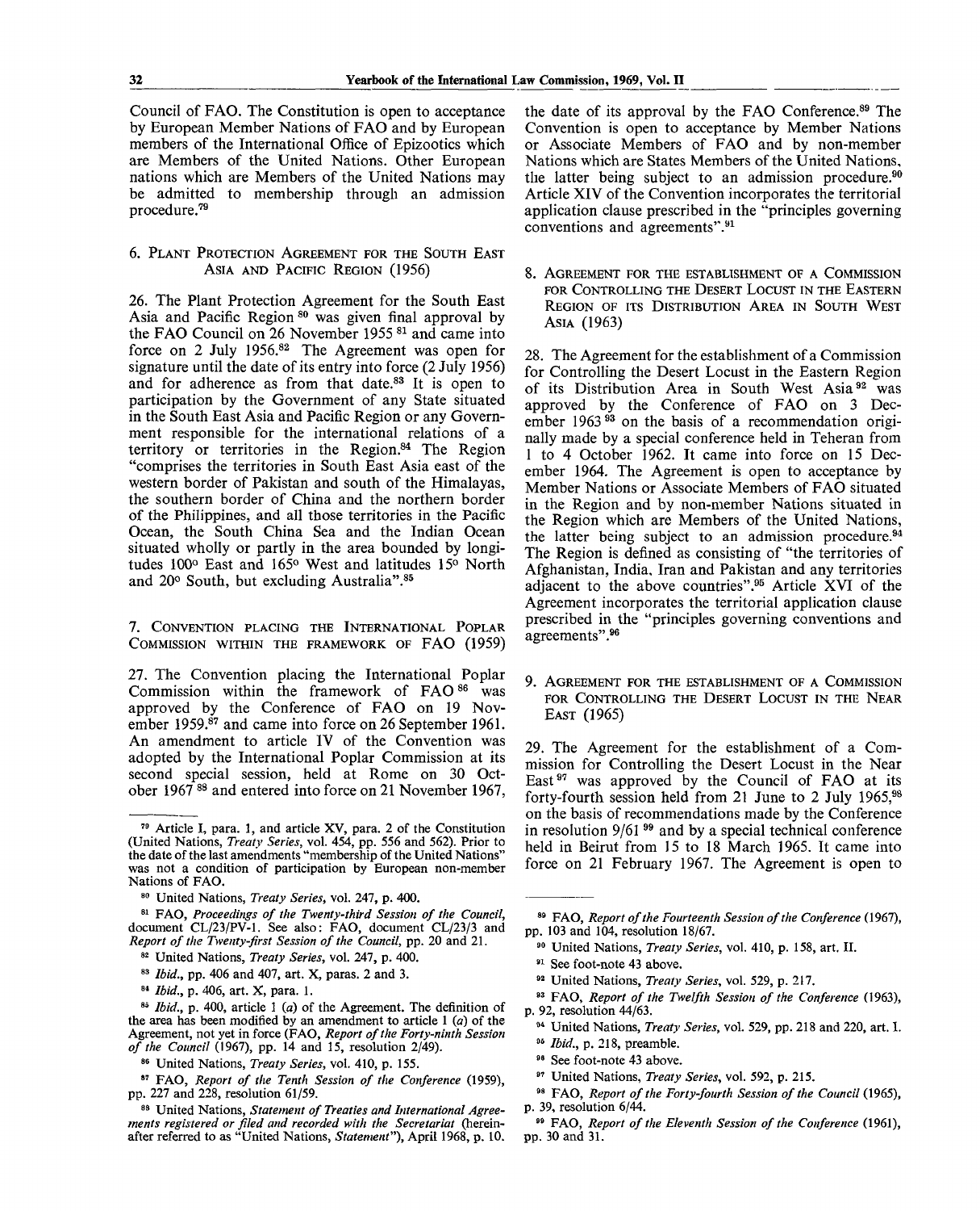Council of FAO. The Constitution is open to acceptance by European Member Nations of FAO and by European members of the International Office of Epizootics which are Members of the United Nations. Other European nations which are Members of the United Nations may be admitted to membership through an admission procedure.[79]

### 6. Plant Protection Agreement for the South East Asia and Pacific Region (1956)

26. The Plant Protection Agreement for the South East Asia and Pacific Region [80] was given final approval by the FAO Council on 26 November 1955 [81] and came into force on 2 July 1956.[82] The Agreement was open for signature until the date of its entry into force (2 July 1956) and for adherence as from that date.[83] It is open to participation by the Government of any State situated in the South East Asia and Pacific Region or any Government responsible for the international relations of a territory or territories in the Region.[84] The Region "comprises the territories in South East Asia east of the western border of Pakistan and south of the Himalayas, the southern border of China and the northern border of the Philippines, and all those territories in the Pacific Ocean, the South China Sea and the Indian Ocean situated wholly or partly in the area bounded by longitudes 100° East and 165° West and latitudes 15° North and 20° South, but excluding Australia".[85]

### 7. Convention placing the International Poplar Commission within the framework of FAO (1959)

27. The Convention placing the International Poplar Commission within the framework of FAO [86] was approved by the Conference of FAO on 19 November 1959.[87] and came into force on 26 September 1961. An amendment to article IV of the Convention was adopted by the International Poplar Commission at its second special session, held at Rome on 30 October 1967 [88] and entered into force on 21 November 1967, the date of its approval by the FAO Conference.[89] The Convention is open to acceptance by Member Nations or Associate Members of FAO and by non-member Nations which are States Members of the United Nations, the latter being subject to an admission procedure.[90] Article XIV of the Convention incorporates the territorial application clause prescribed in the "principles governing conventions and agreements".[91]

### 8. Agreement for the establishment of a Commission for Controlling the Desert Locust in the Eastern Region of its Distribution Area in South West Asia (1963)

28. The Agreement for the establishment of a Commission for Controlling the Desert Locust in the Eastern Region of its Distribution Area in South West Asia [92] was approved by the Conference of FAO on 3 December 1963 [93] on the basis of a recommendation originally made by a special conference held in Teheran from 1 to 4 October 1962. It came into force on 15 December 1964. The Agreement is open to acceptance by Member Nations or Associate Members of FAO situated in the Region and by non-member Nations situated in the Region which are Members of the United Nations, the latter being subject to an admission procedure.[94] The Region is defined as consisting of "the territories of Afghanistan, India, Iran and Pakistan and any territories adjacent to the above countries".[95] Article XVI of the Agreement incorporates the territorial application clause prescribed in the "principles governing conventions and agreements".[96]

### 9. Agreement for the establishment of a Commission for Controlling the Desert Locust in the Near East (1965)

29. The Agreement for the establishment of a Commission for Controlling the Desert Locust in the Near East [97] was approved by the Council of FAO at its forty-fourth session held from 21 June to 2 July 1965,[98] on the basis of recommendations made by the Conference in resolution 9/61 [99] and by a special technical conference held in Beirut from 15 to 18 March 1965. It came into force on 21 February 1967. The Agreement is open to

---

[79] Article I, para. 1, and article XV, para. 2 of the Constitution (United Nations, *Treaty Series*, vol. 454, pp. 556 and 562). Prior to the date of the last amendments "membership of the United Nations" was not a condition of participation by European non-member Nations of FAO.

[80] United Nations, *Treaty Series*, vol. 247, p. 400.

[81] FAO, *Proceedings of the Twenty-third Session of the Council*, document CL/23/PV-1. See also: FAO, document CL/23/3 and *Report of the Twenty-first Session of the Council*, pp. 20 and 21.

[82] United Nations, *Treaty Series*, vol. 247, p. 400.

[83] *Ibid.*, pp. 406 and 407, art. X, paras. 2 and 3.

[84] *Ibid.*, p. 406, art. X, para. 1.

[85] *Ibid.*, p. 400, article 1 (*a*) of the Agreement. The definition of the area has been modified by an amendment to article 1 (*a*) of the Agreement, not yet in force (FAO, *Report of the Forty-ninth Session of the Council* (1967), pp. 14 and 15, resolution 2/49).

[86] United Nations, *Treaty Series*, vol. 410, p. 155.

[87] FAO, *Report of the Tenth Session of the Conference* (1959), pp. 227 and 228, resolution 61/59.

[88] United Nations, *Statement of Treaties and International Agreements registered or filed and recorded with the Secretariat* (hereinafter referred to as "United Nations, *Statement*"), April 1968, p. 10.

[89] FAO, *Report of the Fourteenth Session of the Conference* (1967), pp. 103 and 104, resolution 18/67.

[90] United Nations, *Treaty Series*, vol. 410, p. 158, art. II.

[91] See foot-note 43 above.

[92] United Nations, *Treaty Series*, vol. 529, p. 217.

[93] FAO, *Report of the Twelfth Session of the Conference* (1963), p. 92, resolution 44/63.

[94] United Nations, *Treaty Series*, vol. 529, pp. 218 and 220, art. I.

[95] *Ibid.*, p. 218, preamble.

[96] See foot-note 43 above.

[97] United Nations, *Treaty Series*, vol. 592, p. 215.

[98] FAO, *Report of the Forty-fourth Session of the Council* (1965), p. 39, resolution 6/44.

[99] FAO, *Report of the Eleventh Session of the Conference* (1961), pp. 30 and 31.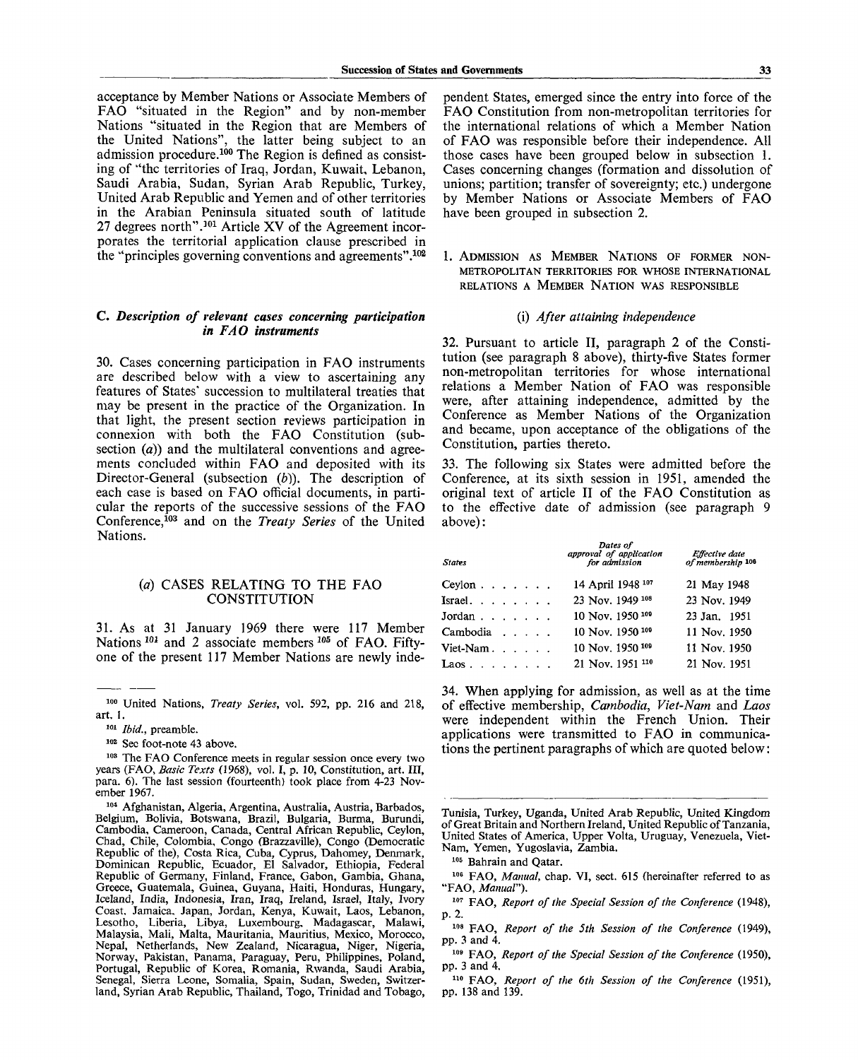acceptance by Member Nations or Associate Members of FAO "situated in the Region" and by non-member Nations "situated in the Region that are Members of the United Nations", the latter being subject to an admission procedure.[100] The Region is defined as consisting of "thc territories of Iraq, Jordan, Kuwait, Lebanon, Saudi Arabia, Sudan, Syrian Arab Republic, Turkey, United Arab Republic and Yemen and of other territories in the Arabian Peninsula situated south of latitude 27 degrees north".[101] Article XV of the Agreement incorporates the territorial application clause prescribed in the "principles governing conventions and agreements".[102]

### C. *Description of relevant cases concerning participation in FAO instruments*

30. Cases concerning participation in FAO instruments are described below with a view to ascertaining any features of States' succession to multilateral treaties that may be present in the practice of the Organization. In that light, the present section reviews participation in connexion with both the FAO Constitution (subsection (*a*)) and the multilateral conventions and agreements concluded within FAO and deposited with its Director-General (subsection (*b*)). The description of each case is based on FAO official documents, in particular the reports of the successive sessions of the FAO Conference,[103] and on the *Treaty Series* of the United Nations.

#### (*a*) CASES RELATING TO THE FAO CONSTITUTION

31. As at 31 January 1969 there were 117 Member Nations [104] and 2 associate members [105] of FAO. Fifty-one of the present 117 Member Nations are newly independent States, emerged since the entry into force of the FAO Constitution from non-metropolitan territories for the international relations of which a Member Nation of FAO was responsible before their independence. All those cases have been grouped below in subsection 1. Cases concerning changes (formation and dissolution of unions; partition; transfer of sovereignty; etc.) undergone by Member Nations or Associate Members of FAO have been grouped in subsection 2.

1. ADMISSION AS MEMBER NATIONS OF FORMER NON-METROPOLITAN TERRITORIES FOR WHOSE INTERNATIONAL RELATIONS A MEMBER NATION WAS RESPONSIBLE

(i) *After attaining independence*

32. Pursuant to article II, paragraph 2 of the Constitution (see paragraph 8 above), thirty-five States former non-metropolitan territories for whose international relations a Member Nation of FAO was responsible were, after attaining independence, admitted by the Conference as Member Nations of the Organization and became, upon acceptance of the obligations of the Constitution, parties thereto.

33. The following six States were admitted before the Conference, at its sixth session in 1951, amended the original text of article II of the FAO Constitution as to the effective date of admission (see paragraph 9 above):

| *States* | *Dates of approval of application for admission* | *Effective date of membership* [106] |
|---|---|---|
| Ceylon . . . . . . . | 14 April 1948 [107] | 21 May 1948 |
| Israel. . . . . . . . | 23 Nov. 1949 [108] | 23 Nov. 1949 |
| Jordan . . . . . . . | 10 Nov. 1950 [109] | 23 Jan. 1951 |
| Cambodia . . . . . | 10 Nov. 1950 [109] | 11 Nov. 1950 |
| Viet-Nam . . . . . . | 10 Nov. 1950 [109] | 11 Nov. 1950 |
| Laos . . . . . . . . | 21 Nov. 1951 [110] | 21 Nov. 1951 |

34. When applying for admission, as well as at the time of effective membership, *Cambodia*, *Viet-Nam* and *Laos* were independent within the French Union. Their applications were transmitted to FAO in communications the pertinent paragraphs of which are quoted below:

---

[100] United Nations, *Treaty Series*, vol. 592, pp. 216 and 218, art. 1.

[101] *Ibid.*, preamble.

[102] See foot-note 43 above.

[103] The FAO Conference meets in regular session once every two years (FAO, *Basic Texts* (1968), vol. I, p. 10, Constitution, art. III, para. 6). The last session (fourteenth) took place from 4-23 November 1967.

[104] Afghanistan, Algeria, Argentina, Australia, Austria, Barbados, Belgium, Bolivia, Botswana, Brazil, Bulgaria, Burma, Burundi, Cambodia, Cameroon, Canada, Central African Republic, Ceylon, Chad, Chile, Colombia, Congo (Brazzaville), Congo (Democratic Republic of the), Costa Rica, Cuba, Cyprus, Dahomey, Denmark, Dominican Republic, Ecuador, El Salvador, Ethiopia, Federal Republic of Germany, Finland, France, Gabon, Gambia, Ghana, Greece, Guatemala, Guinea, Guyana, Haiti, Honduras, Hungary, Iceland, India, Indonesia, Iran, Iraq, Ireland, Israel, Italy, Ivory Coast, Jamaica, Japan, Jordan, Kenya, Kuwait, Laos, Lebanon, Lesotho, Liberia, Libya, Luxembourg, Madagascar, Malawi, Malaysia, Mali, Malta, Mauritania, Mauritius, Mexico, Morocco, Nepal, Netherlands, New Zealand, Nicaragua, Niger, Nigeria, Norway, Pakistan, Panama, Paraguay, Peru, Philippines, Poland, Portugal, Republic of Korea, Romania, Rwanda, Saudi Arabia, Senegal, Sierra Leone, Somalia, Spain, Sudan, Sweden, Switzerland, Syrian Arab Republic, Thailand, Togo, Trinidad and Tobago, Tunisia, Turkey, Uganda, United Arab Republic, United Kingdom of Great Britain and Northern Ireland, United Republic of Tanzania, United States of America, Upper Volta, Uruguay, Venezuela, Viet-Nam, Yemen, Yugoslavia, Zambia.

[105] Bahrain and Qatar.

[106] FAO, *Manual*, chap. VI, sect. 615 (hereinafter referred to as "FAO, *Manual*").

[107] FAO, *Report of the Special Session of the Conference* (1948), p. 2.

[108] FAO, *Report of the 5th Session of the Conference* (1949), pp. 3 and 4.

[109] FAO, *Report of the Special Session of the Conference* (1950), pp. 3 and 4.

[110] FAO, *Report of the 6th Session of the Conference* (1951), pp. 138 and 139.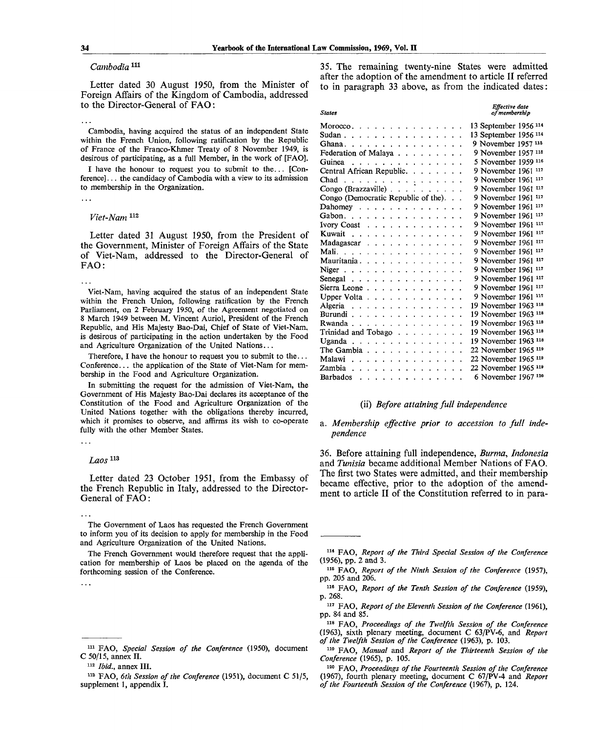*Cambodia* [111]

Letter dated 30 August 1950, from the Minister of Foreign Affairs of the Kingdom of Cambodia, addressed to the Director-General of FAO:

...

Cambodia, having acquired the status of an independent State within the French Union, following ratification by the Republic of France of the Franco-Khmer Treaty of 8 November 1949, is desirous of participating, as a full Member, in the work of [FAO].

I have the honour to request you to submit to the... [Conference]... the candidacy of Cambodia with a view to its admission to membership in the Organization.

...

*Viet-Nam* [112]

Letter dated 31 August 1950, from the President of the Government, Minister of Foreign Affairs of the State of Viet-Nam, addressed to the Director-General of FAO:

...

Viet-Nam, having acquired the status of an independent State within the French Union, following ratification by the French Parliament, on 2 February 1950, of the Agreement negotiated on 8 March 1949 between M. Vincent Auriol, President of the French Republic, and His Majesty Bao-Dai, Chief of State of Viet-Nam, is desirous of participating in the action undertaken by the Food and Agriculture Organization of the United Nations...

Therefore, I have the honour to request you to submit to the... Conference... the application of the State of Viet-Nam for membership in the Food and Agriculture Organization.

In submitting the request for the admission of Viet-Nam, the Government of His Majesty Bao-Dai declares its acceptance of the Constitution of the Food and Agriculture Organization of the United Nations together with the obligations thereby incurred, which it promises to observe, and affirms its wish to co-operate fully with the other Member States.

...

*Laos* [113]

Letter dated 23 October 1951, from the Embassy of the French Republic in Italy, addressed to the Director-General of FAO:

...

The Government of Laos has requested the French Government to inform you of its decision to apply for membership in the Food and Agriculture Organization of the United Nations.

The French Government would therefore request that the application for membership of Laos be placed on the agenda of the forthcoming session of the Conference.

...

35. The remaining twenty-nine States were admitted after the adoption of the amendment to article II referred to in paragraph 33 above, as from the indicated dates:

| *States* | *Effective date of membership* |
|---|---|
| Morocco | 13 September 1956 [114] |
| Sudan | 13 September 1956 [114] |
| Ghana | 9 November 1957 [115] |
| Federation of Malaya | 9 November 1957 [115] |
| Guinea | 5 November 1959 [116] |
| Central African Republic | 9 November 1961 [117] |
| Chad | 9 November 1961 [117] |
| Congo (Brazzaville) | 9 November 1961 [117] |
| Congo (Democratic Republic of the) | 9 November 1961 [117] |
| Dahomey | 9 November 1961 [117] |
| Gabon | 9 November 1961 [117] |
| Ivory Coast | 9 November 1961 [117] |
| Kuwait | 9 November 1961 [117] |
| Madagascar | 9 November 1961 [117] |
| Mali | 9 November 1961 [117] |
| Mauritania | 9 November 1961 [117] |
| Niger | 9 November 1961 [117] |
| Senegal | 9 November 1961 [117] |
| Sierra Leone | 9 November 1961 [117] |
| Upper Volta | 9 November 1961 [117] |
| Algeria | 19 November 1963 [118] |
| Burundi | 19 November 1963 [118] |
| Rwanda | 19 November 1963 [118] |
| Trinidad and Tobago | 19 November 1963 [118] |
| Uganda | 19 November 1963 [118] |
| The Gambia | 22 November 1965 [119] |
| Malawi | 22 November 1965 [119] |
| Zambia | 22 November 1965 [119] |
| Barbados | 6 November 1967 [120] |

(ii) *Before attaining full independence*

a. *Membership effective prior to accession to full independence*

36. Before attaining full independence, *Burma*, *Indonesia* and *Tunisia* became additional Member Nations of FAO. The first two States were admitted, and their membership became effective, prior to the adoption of the amendment to article II of the Constitution referred to in para-

---

[111] FAO, *Special Session of the Conference* (1950), document C 50/15, annex II.

[112] *Ibid.*, annex III.

[113] FAO, *6th Session of the Conference* (1951), document C 51/5, supplement 1, appendix I.

[114] FAO, *Report of the Third Special Session of the Conference* (1956), pp. 2 and 3.

[115] FAO, *Report of the Ninth Session of the Conference* (1957), pp. 205 and 206.

[116] FAO, *Report of the Tenth Session of the Conference* (1959), p. 268.

[117] FAO, *Report of the Eleventh Session of the Conference* (1961), pp. 84 and 85.

[118] FAO, *Proceedings of the Twelfth Session of the Conference* (1963), sixth plenary meeting, document C 63/PV-6, and *Report of the Twelfth Session of the Conference* (1963), p. 103.

[119] FAO, *Manual* and *Report of the Thirteenth Session of the Conference* (1965), p. 105.

[120] FAO, *Proceedings of the Fourteenth Session of the Conference* (1967), fourth plenary meeting, document C 67/PV-4 and *Report of the Fourteenth Session of the Conference* (1967), p. 124.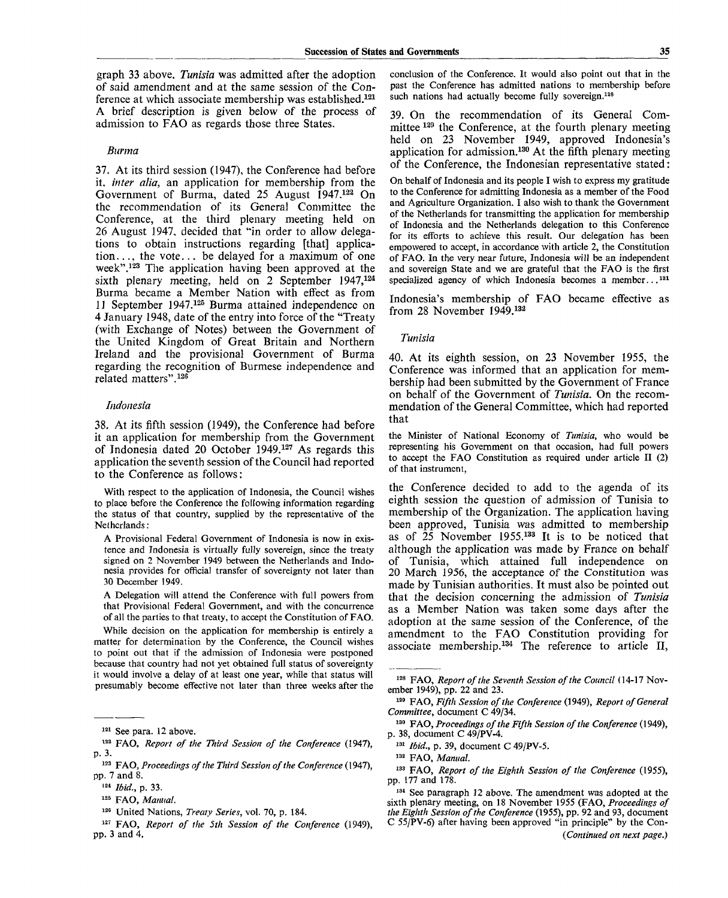graph 33 above. *Tunisia* was admitted after the adoption of said amendment and at the same session of the Conference at which associate membership was established.[121] A brief description is given below of the process of admission to FAO as regards those three States.

### *Burma*

37. At its third session (1947), the Conference had before it, *inter alia*, an application for membership from the Government of Burma, dated 25 August 1947.[122] On the recommendation of its General Committee the Conference, at the third plenary meeting held on 26 August 1947, decided that "in order to allow delegations to obtain instructions regarding [that] application..., the vote... be delayed for a maximum of one week".[123] The application having been approved at the sixth plenary meeting, held on 2 September 1947,[124] Burma became a Member Nation with effect as from 11 September 1947.[125] Burma attained independence on 4 January 1948, date of the entry into force of the "Treaty (with Exchange of Notes) between the Government of the United Kingdom of Great Britain and Northern Ireland and the provisional Government of Burma regarding the recognition of Burmese independence and related matters".[126]

### *Indonesia*

38. At its fifth session (1949), the Conference had before it an application for membership from the Government of Indonesia dated 20 October 1949.[127] As regards this application the seventh session of the Council had reported to the Conference as follows:

> With respect to the application of Indonesia, the Council wishes to place before the Conference the following information regarding the status of that country, supplied by the representative of the Netherlands:
>
> A Provisional Federal Government of Indonesia is now in existence and Indonesia is virtually fully sovereign, since the treaty signed on 2 November 1949 between the Netherlands and Indonesia provides for official transfer of sovereignty not later than 30 December 1949.
>
> A Delegation will attend the Conference with full powers from that Provisional Federal Government, and with the concurrence of all the parties to that treaty, to accept the Constitution of FAO.
>
> While decision on the application for membership is entirely a matter for determination by the Conference, the Council wishes to point out that if the admission of Indonesia were postponed because that country had not yet obtained full status of sovereignty it would involve a delay of at least one year, while that status will presumably become effective not later than three weeks after the conclusion of the Conference. It would also point out that in the past the Conference has admitted nations to membership before such nations had actually become fully sovereign.[128]

39. On the recommendation of its General Committee[129] the Conference, at the fourth plenary meeting held on 23 November 1949, approved Indonesia's application for admission.[130] At the fifth plenary meeting of the Conference, the Indonesian representative stated:

> On behalf of Indonesia and its people I wish to express my gratitude to the Conference for admitting Indonesia as a member of the Food and Agriculture Organization. I also wish to thank the Government of the Netherlands for transmitting the application for membership of Indonesia and the Netherlands delegation to this Conference for its efforts to achieve this result. Our delegation has been empowered to accept, in accordance with article 2, the Constitution of FAO. In the very near future, Indonesia *will* be an independent and sovereign State and we are grateful that the FAO is the first specialized agency of which Indonesia becomes a member...[131]

Indonesia's membership of FAO became effective as from 28 November 1949.[132]

### *Tunisia*

40. At its eighth session, on 23 November 1955, the Conference was informed that an application for membership had been submitted by the Government of France on behalf of the Government of *Tunisia*. On the recommendation of the General Committee, which had reported that

> the Minister of National Economy of *Tunisia*, who would be representing his Government on that occasion, had full powers to accept the FAO Constitution as required under article II (2) of that instrument,

the Conference decided to add to the agenda of its eighth session the question of admission of Tunisia to membership of the Organization. The application having been approved, Tunisia was admitted to membership as of 25 November 1955.[133] It is to be noticed that although the application was made by France on behalf of Tunisia, which attained full independence on 20 March 1956, the acceptance of the Constitution was made by Tunisian authorities. It must also be pointed out that the decision concerning the admission of *Tunisia* as a Member Nation was taken some days after the adoption at the same session of the Conference, of the amendment to the FAO Constitution providing for associate membership.[134] The reference to article II,

---

[121] See para. 12 above.

[122] FAO, *Report of the Third Session of the Conference* (1947), p. 3.

[123] FAO, *Proceedings of the Third Session of the Conference* (1947), pp. 7 and 8.

[124] *Ibid.*, p. 33.

[125] FAO, *Manual.*

[126] United Nations, *Treaty Series*, vol. 70, p. 184.

[127] FAO, *Report of the 5th Session of the Conference* (1949), pp. 3 and 4.

[128] FAO, *Report of the Seventh Session of the Council* (14-17 November 1949), pp. 22 and 23.

[129] FAO, *Fifth Session of the Conference* (1949), *Report of General Committee*, document C 49/34.

[130] FAO, *Proceedings of the Fifth Session of the Conference* (1949), p. 38, document C 49/PV-4.

[131] *Ibid.*, p. 39, document C 49/PV-5.

[132] FAO, *Manual.*

[133] FAO, *Report of the Eighth Session of the Conference* (1955), pp. 177 and 178.

[134] See paragraph 12 above. The amendment was adopted at the sixth plenary meeting, on 18 November 1955 (FAO, *Proceedings of the Eighth Session of the Conference* (1955), pp. 92 and 93, document C 55/PV-6) after having been approved "in principle" by the Con-

(*Continued on next page.*)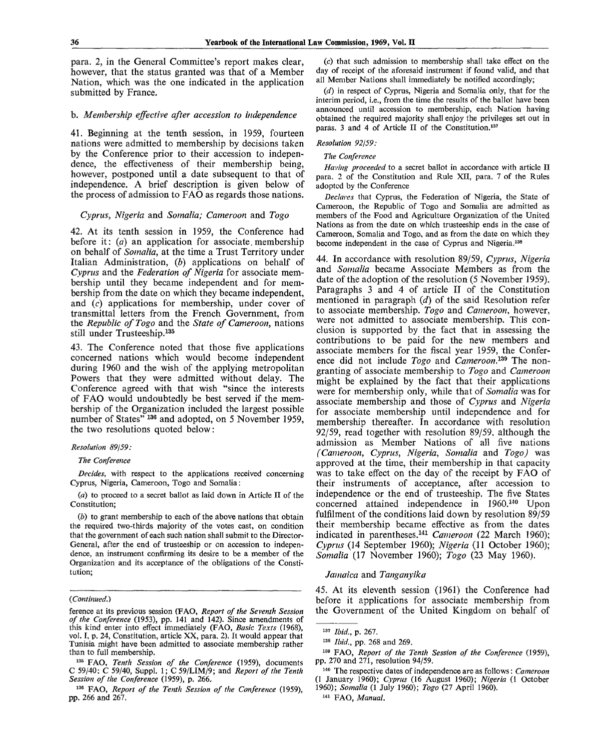para. 2, in the General Committee's report makes clear, however, that the status granted was that of a Member Nation, which was the one indicated in the application submitted by France.

### b. *Membership effective after accession to independence*

41. Beginning at the tenth session, in 1959, fourteen nations were admitted to membership by decisions taken by the Conference prior to their accession to independence, the effectiveness of their membership being, however, postponed until a date subsequent to that of independence. A brief description is given below of the process of admission to FAO as regards those nations.

#### *Cyprus, Nigeria* and *Somalia; Cameroon* and *Togo*

42. At its tenth session in 1959, the Conference had before it: (*a*) an application for associate membership on behalf of *Somalia*, at the time a Trust Territory under Italian Administration, (*b*) applications on behalf of *Cyprus* and the *Federation of Nigeria* for associate membership until they became independent and for membership from the date on which they became independent, and (*c*) applications for membership, under cover of transmittal letters from the French Government, from the *Republic of Togo* and the *State of Cameroon*, nations still under Trusteeship.[135]

43. The Conference noted that those five applications concerned nations which would become independent during 1960 and the wish of the applying metropolitan Powers that they were admitted without delay. The Conference agreed with that wish "since the interests of FAO would undoubtedly be best served if the membership of the Organization included the largest possible number of States" [136] and adopted, on 5 November 1959, the two resolutions quoted below:

*Resolution 89/59:*

*The Conference*

*Decides*, with respect to the applications received concerning Cyprus, Nigeria, Cameroon, Togo and Somalia:

(*a*) to proceed to a secret ballot as laid down in Article II of the Constitution;

(*b*) to grant membership to each of the above nations that obtain the required two-thirds majority of the votes cast, on condition that the government of each such nation shall submit to the Director-General, after the end of trusteeship or on accession to independence, an instrument confirming its desire to be a member of the Organization and its acceptance of the obligations of the Constitution;

(*c*) that such admission to membership shall take effect on the day of receipt of the aforesaid instrument if found valid, and that all Member Nations shall immediately be notified accordingly;

(*d*) in respect of Cyprus, Nigeria and Somalia only, that for the interim period, i.e., from the time the results of the ballot have been announced until accession to membership, each Nation having obtained the required majority shall enjoy the privileges set out in paras. 3 and 4 of Article II of the Constitution.[137]

*Resolution 92/59:*

*The Conference*

*Having proceeded* to a secret ballot in accordance with article II para. 2 of the Constitution and Rule XII, para. 7 of the Rules adopted by the Conference

*Declares* that Cyprus, the Federation of Nigeria, the State of Cameroon, the Republic of Togo and Somalia are admitted as members of the Food and Agriculture Organization of the United Nations as from the date on which trusteeship ends in the case of Cameroon, Somalia and Togo, and as from the date on which they become independent in the case of Cyprus and Nigeria.[138]

44. In accordance with resolution 89/59, *Cyprus, Nigeria* and *Somalia* became Associate Members as from the date of the adoption of the resolution (5 November 1959). Paragraphs 3 and 4 of article II of the Constitution mentioned in paragraph (*d*) of the said Resolution refer to associate membership. *Togo* and *Cameroon*, however, were not admitted to associate membership. This conclusion is supported by the fact that in assessing the contributions to be paid for the new members and associate members for the fiscal year 1959, the Conference did not include *Togo* and *Cameroon*.[139] The non-granting of associate membership to *Togo* and *Cameroon* might be explained by the fact that their applications were for membership only, while that of *Somalia* was for associate membership and those of *Cyprus* and *Nigeria* for associate membership until independence and for membership thereafter. In accordance with resolution 92/59, read together with resolution 89/59, although the admission as Member Nations of all five nations (*Cameroon, Cyprus, Nigeria, Somalia* and *Togo*) was approved at the time, their membership in that capacity was to take effect on the day of the receipt by FAO of their instruments of acceptance, after accession to independence or the end of trusteeship. The five States concerned attained independence in 1960.[140] Upon fulfilment of the conditions laid down by resolution 89/59 their membership became effective as from the dates indicated in parentheses.[141] *Cameroon* (22 March 1960); *Cyprus* (14 September 1960); *Nigeria* (11 October 1960); *Somalia* (17 November 1960); *Togo* (23 May 1960).

#### *Jamaica* and *Tanganyika*

45. At its eleventh session (1961) the Conference had before it applications for associate membership from the Government of the United Kingdom on behalf of

---

(*Continued.*)

ference at its previous session (FAO, *Report of the Seventh Session of the Conference* (1953), pp. 141 and 142). Since amendments of this kind enter into effect immediately (FAO, *Basic Texts* (1968), vol. I, p. 24, Constitution, article XX, para. 2). It would appear that Tunisia might have been admitted to associate membership rather than to full membership.

[135] FAO, *Tenth Session of the Conference* (1959), documents C 59/40; C 59/40, Suppl. 1; C 59/LIM/9; and *Report of the Tenth Session of the Conference* (1959), p. 266.

[136] FAO, *Report of the Tenth Session of the Conference* (1959), pp. 266 and 267.

[137] *Ibid.*, p. 267.

[138] *Ibid.*, pp. 268 and 269.

[139] FAO, *Report of the Tenth Session of the Conference* (1959), pp. 270 and 271, resolution 94/59.

[140] The respective dates of independence are as follows: *Cameroon* (1 January 1960); *Cyprus* (16 August 1960); *Nigeria* (1 October 1960); *Somalia* (1 July 1960); *Togo* (27 April 1960).

[141] FAO, *Manual.*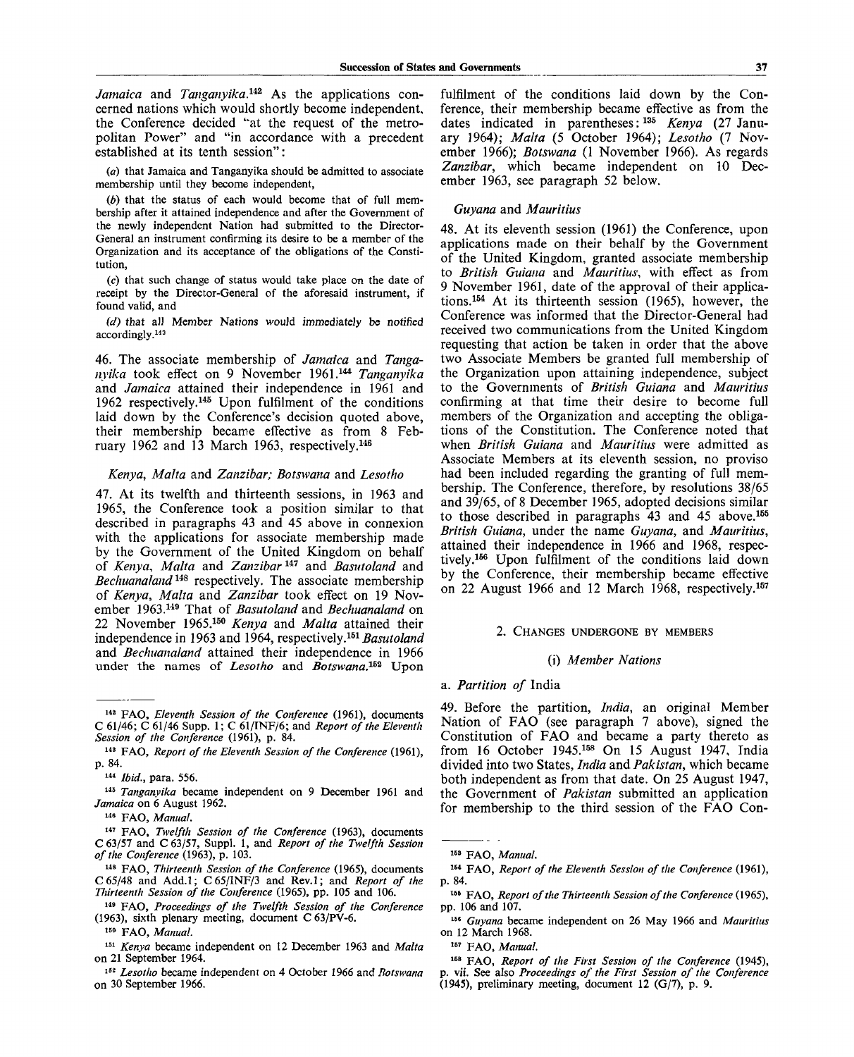*Jamaica* and *Tanganyika*.[142] As the applications concerned nations which would shortly become independent, the Conference decided "at the request of the metropolitan Power" and "in accordance with a precedent established at its tenth session":

(*a*) that Jamaica and Tanganyika should be admitted to associate membership until they become independent,

(*b*) that the status of each would become that of full membership after it attained independence and after the Government of the newly independent Nation had submitted to the Director-General an instrument confirming its desire to be a member of the Organization and its acceptance of the obligations of the Constitution,

(*c*) that such change of status would take place on the date of receipt by the Director-General of the aforesaid instrument, if found valid, and

(*d*) that all Member Nations would immediately be notified accordingly.[143]

46. The associate membership of *Jamaica* and *Tanganyika* took effect on 9 November 1961.[144] *Tanganyika* and *Jamaica* attained their independence in 1961 and 1962 respectively.[145] Upon fulfilment of the conditions laid down by the Conference's decision quoted above, their membership became effective as from 8 February 1962 and 13 March 1963, respectively.[146]

*Kenya, Malta* and *Zanzibar; Botswana* and *Lesotho*

47. At its twelfth and thirteenth sessions, in 1963 and 1965, the Conference took a position similar to that described in paragraphs 43 and 45 above in connexion with the applications for associate membership made by the Government of the United Kingdom on behalf of *Kenya, Malta* and *Zanzibar*[147] and *Basutoland* and *Bechuanaland*[148] respectively. The associate membership of *Kenya, Malta* and *Zanzibar* took effect on 19 November 1963.[149] That of *Basutoland* and *Bechuanaland* on 22 November 1965.[150] *Kenya* and *Malta* attained their independence in 1963 and 1964, respectively.[151] *Basutoland* and *Bechuanaland* attained their independence in 1966 under the names of *Lesotho* and *Botswana*.[152] Upon fulfilment of the conditions laid down by the Conference, their membership became effective as from the dates indicated in parentheses:[153] *Kenya* (27 January 1964); *Malta* (5 October 1964); *Lesotho* (7 November 1966); *Botswana* (1 November 1966). As regards *Zanzibar*, which became independent on 10 December 1963, see paragraph 52 below.

*Guyana* and *Mauritius*

48. At its eleventh session (1961) the Conference, upon applications made on their behalf by the Government of the United Kingdom, granted associate membership to *British Guiana* and *Mauritius*, with effect as from 9 November 1961, date of the approval of their applications.[154] At its thirteenth session (1965), however, the Conference was informed that the Director-General had received two communications from the United Kingdom requesting that action be taken in order that the above two Associate Members be granted full membership of the Organization upon attaining independence, subject to the Governments of *British Guiana* and *Mauritius* confirming at that time their desire to become full members of the Organization and accepting the obligations of the Constitution. The Conference noted that when *British Guiana* and *Mauritius* were admitted as Associate Members at its eleventh session, no proviso had been included regarding the granting of full membership. The Conference, therefore, by resolutions 38/65 and 39/65, of 8 December 1965, adopted decisions similar to those described in paragraphs 43 and 45 above.[155] *British Guiana*, under the name *Guyana*, and *Mauritius*, attained their independence in 1966 and 1968, respectively.[156] Upon fulfilment of the conditions laid down by the Conference, their membership became effective on 22 August 1966 and 12 March 1968, respectively.[157]

## 2. Changes undergone by members

### (i) *Member Nations*

a. *Partition of* India

49. Before the partition, *India*, an original Member Nation of FAO (see paragraph 7 above), signed the Constitution of FAO and became a party thereto as from 16 October 1945.[158] On 15 August 1947, India divided into two States, *India* and *Pakistan*, which became both independent as from that date. On 25 August 1947, the Government of *Pakistan* submitted an application for membership to the third session of the FAO Con-

---

[142] FAO, *Eleventh Session of the Conference* (1961), documents C 61/46; C 61/46 Supp. 1; C 61/INF/6; and *Report of the Eleventh Session of the Conference* (1961), p. 84.

[143] FAO, *Report of the Eleventh Session of the Conference* (1961), p. 84.

[144] *Ibid.*, para. 556.

[145] *Tanganyika* became independent on 9 December 1961 and *Jamaica* on 6 August 1962.

[146] FAO, *Manual.*

[147] FAO, *Twelfth Session of the Conference* (1963), documents C 63/57 and C 63/57, Suppl. 1, and *Report of the Twelfth Session of the Conference* (1963), p. 103.

[148] FAO, *Thirteenth Session of the Conference* (1965), documents C 65/48 and Add.1; C 65/INF/3 and Rev.1; and *Report of the Thirteenth Session of the Conference* (1965), pp. 105 and 106.

[149] FAO, *Proceedings of the Twelfth Session of the Conference* (1963), sixth plenary meeting, document C 63/PV-6.

[150] FAO, *Manual.*

[151] *Kenya* became independent on 12 December 1963 and *Malta* on 21 September 1964.

[152] *Lesotho* became independent on 4 October 1966 and *Botswana* on 30 September 1966.

[153] FAO, *Manual.*

[154] FAO, *Report of the Eleventh Session of the Conference* (1961), p. 84.

[155] FAO, *Report of the Thirteenth Session of the Conference* (1965), pp. 106 and 107.

[156] *Guyana* became independent on 26 May 1966 and *Mauritius* on 12 March 1968.

[157] FAO, *Manual.*

[158] FAO, *Report of the First Session of the Conference* (1945), p. vii. See also *Proceedings of the First Session of the Conference* (1945), preliminary meeting, document 12 (G/7), p. 9.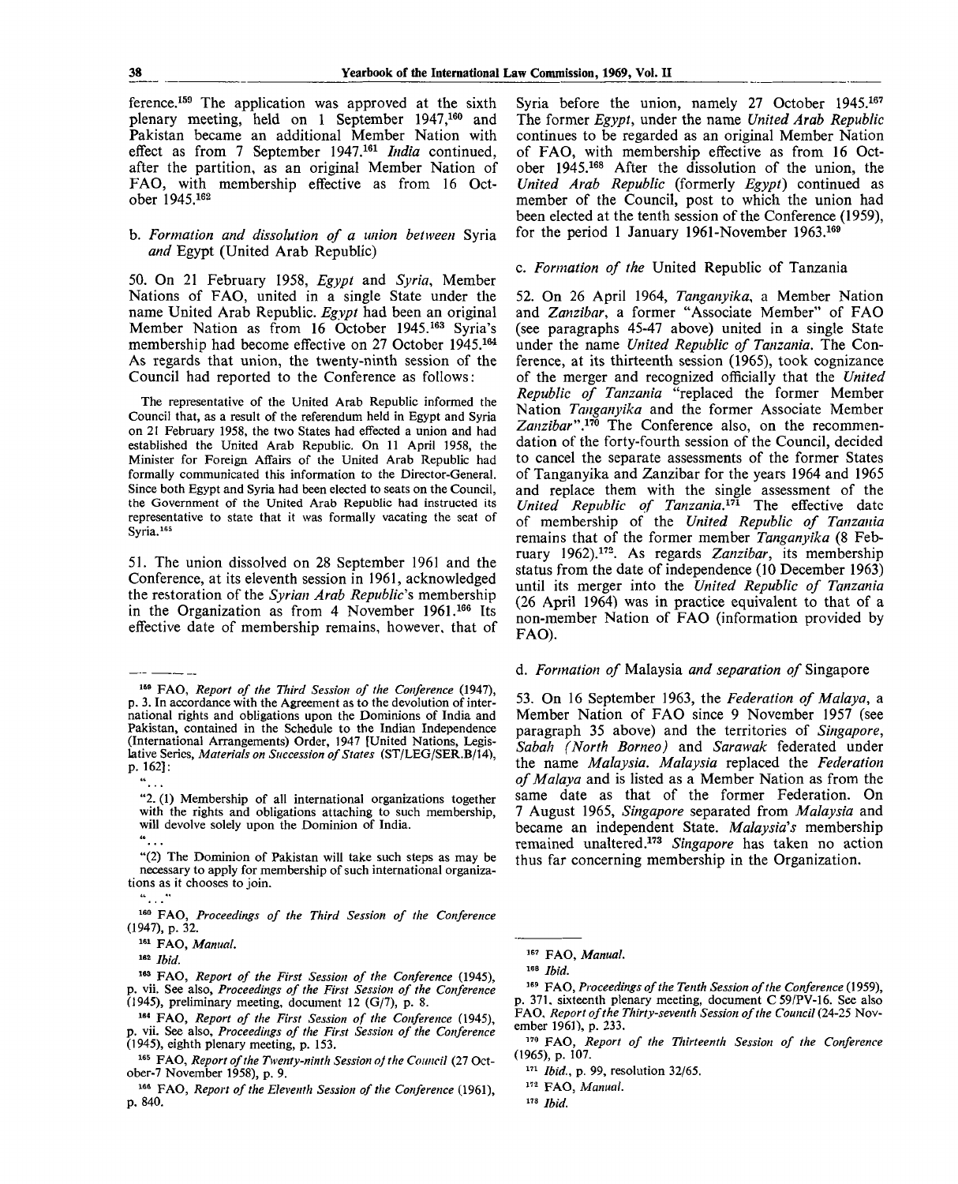ference.[159] The application was approved at the sixth plenary meeting, held on 1 September 1947,[160] and Pakistan became an additional Member Nation with effect as from 7 September 1947.[161] *India* continued, after the partition, as an original Member Nation of FAO, with membership effective as from 16 October 1945.[162]

b. *Formation and dissolution of a union between* Syria *and* Egypt (United Arab Republic)

50. On 21 February 1958, *Egypt* and *Syria*, Member Nations of FAO, united in a single State under the name United Arab Republic. *Egypt* had been an original Member Nation as from 16 October 1945.[163] Syria's membership had become effective on 27 October 1945.[164] As regards that union, the twenty-ninth session of the Council had reported to the Conference as follows:

> The representative of the United Arab Republic informed the Council that, as a result of the referendum held in Egypt and Syria on 21 February 1958, the two States had effected a union and had established the United Arab Republic. On 11 April 1958, the Minister for Foreign Affairs of the United Arab Republic had formally communicated this information to the Director-General. Since both Egypt and Syria had been elected to seats on the Council, the Government of the United Arab Republic had instructed its representative to state that it was formally vacating the seat of Syria.[165]

51. The union dissolved on 28 September 1961 and the Conference, at its eleventh session in 1961, acknowledged the restoration of the *Syrian Arab Republic*'s membership in the Organization as from 4 November 1961.[166] Its effective date of membership remains, however, that of Syria before the union, namely 27 October 1945.[167] The former *Egypt*, under the name *United Arab Republic* continues to be regarded as an original Member Nation of FAO, with membership effective as from 16 October 1945.[168] After the dissolution of the union, the *United Arab Republic* (formerly *Egypt*) continued as member of the Council, post to which the union had been elected at the tenth session of the Conference (1959), for the period 1 January 1961-November 1963.[169]

c. *Formation of the* United Republic of Tanzania

52. On 26 April 1964, *Tanganyika*, a Member Nation and *Zanzibar*, a former "Associate Member" of FAO (see paragraphs 45-47 above) united in a single State under the name *United Republic of Tanzania*. The Conference, at its thirteenth session (1965), took cognizance of the merger and recognized officially that the *United Republic of Tanzania* "replaced the former Member Nation *Tanganyika* and the former Associate Member *Zanzibar*".[170] The Conference also, on the recommendation of the forty-fourth session of the Council, decided to cancel the separate assessments of the former States of Tanganyika and Zanzibar for the years 1964 and 1965 and replace them with the single assessment of the *United Republic of Tanzania*.[171] The effective date of membership of the *United Republic of Tanzania* remains that of the former member *Tanganyika* (8 February 1962).[172]. As regards *Zanzibar*, its membership status from the date of independence (10 December 1963) until its merger into the *United Republic of Tanzania* (26 April 1964) was in practice equivalent to that of a non-member Nation of FAO (information provided by FAO).

d. *Formation of* Malaysia *and separation of* Singapore

53. On 16 September 1963, the *Federation of Malaya*, a Member Nation of FAO since 9 November 1957 (see paragraph 35 above) and the territories of *Singapore*, *Sabah (North Borneo)* and *Sarawak* federated under the name *Malaysia*. *Malaysia* replaced the *Federation of Malaya* and is listed as a Member Nation as from the same date as that of the former Federation. On 7 August 1965, *Singapore* separated from *Malaysia* and became an independent State. *Malaysia's* membership remained unaltered.[173] *Singapore* has taken no action thus far concerning membership in the Organization.

---

[159] FAO, *Report of the Third Session of the Conference* (1947), p. 3. In accordance with the Agreement as to the devolution of international rights and obligations upon the Dominions of India and Pakistan, contained in the Schedule to the Indian Independence (International Arrangements) Order, 1947 [United Nations, Legislative Series, *Materials on Succession of States* (ST/LEG/SER.B/14), p. 162]:

"...

"2. (1) Membership of all international organizations together with the rights and obligations attaching to such membership, will devolve solely upon the Dominion of India.

"...

"(2) The Dominion of Pakistan will take such steps as may be necessary to apply for membership of such international organizations as it chooses to join.

"..."

[160] FAO, *Proceedings of the Third Session of the Conference* (1947), p. 32.

[161] FAO, *Manual.*

[162] *Ibid.*

[163] FAO, *Report of the First Session of the Conference* (1945), p. vii. See also, *Proceedings of the First Session of the Conference* (1945), preliminary meeting, document 12 (G/7), p. 8.

[164] FAO, *Report of the First Session of the Conference* (1945), p. vii. See also, *Proceedings of the First Session of the Conference* (1945), eighth plenary meeting, p. 153.

[165] FAO, *Report of the Twenty-ninth Session of the Council* (27 October-7 November 1958), p. 9.

[166] FAO, *Report of the Eleventh Session of the Conference* (1961), p. 840.

[167] FAO, *Manual.*

[168] *Ibid.*

[169] FAO, *Proceedings of the Tenth Session of the Conference* (1959), p. 371, sixteenth plenary meeting, document C 59/PV-16. See also FAO, *Report of the Thirty-seventh Session of the Council* (24-25 November 1961), p. 233.

[170] FAO, *Report of the Thirteenth Session of the Conference* (1965), p. 107.

[171] *Ibid.*, p. 99, resolution 32/65.

[172] FAO, *Manual.*

[173] *Ibid.*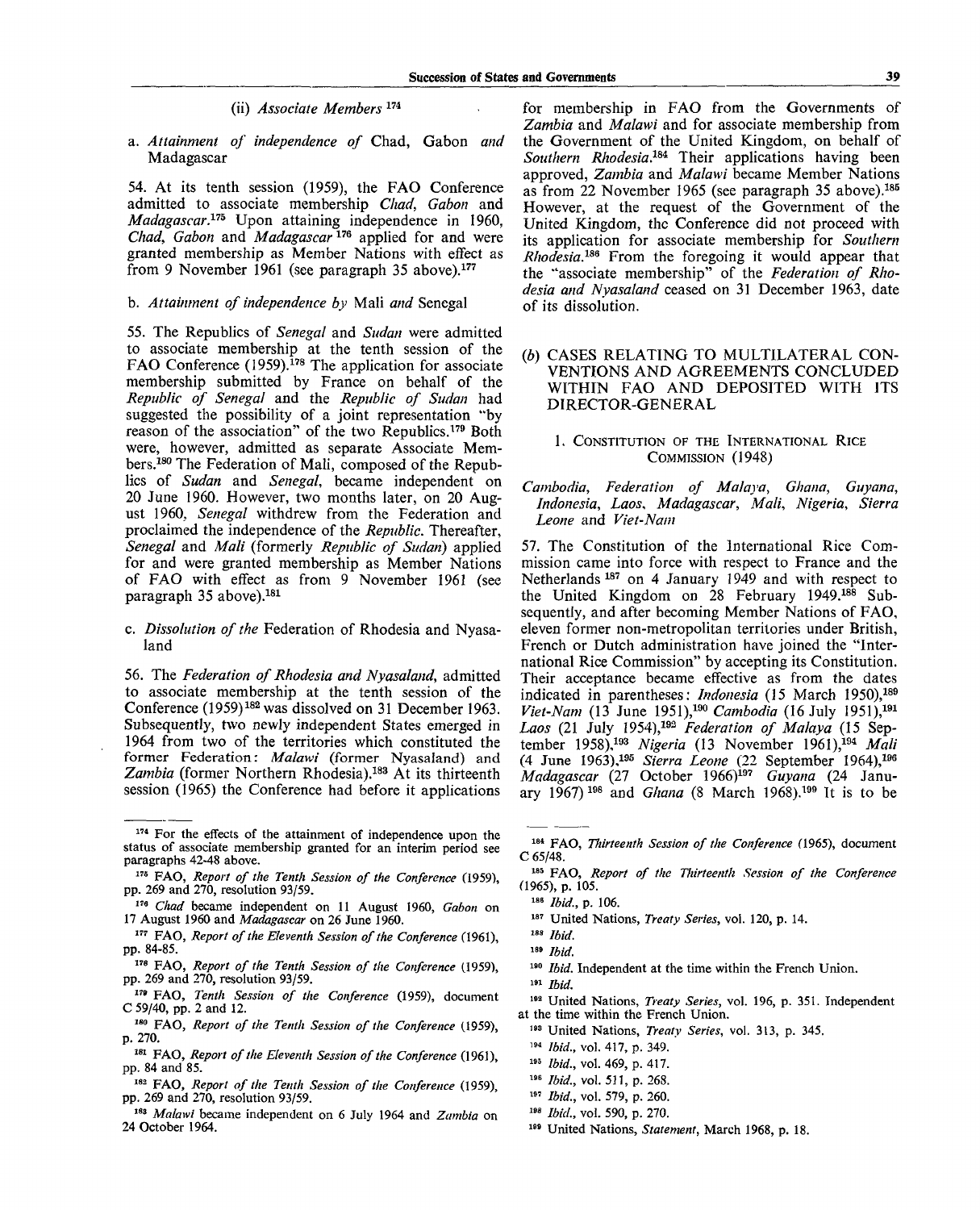#### (ii) *Associate Members* [174]

a. *Attainment of independence of* Chad, Gabon *and* Madagascar

54. At its tenth session (1959), the FAO Conference admitted to associate membership *Chad, Gabon* and *Madagascar*.[175] Upon attaining independence in 1960, *Chad, Gabon* and *Madagascar* [176] applied for and were granted membership as Member Nations with effect as from 9 November 1961 (see paragraph 35 above).[177]

b. *Attainment of independence by* Mali *and* Senegal

55. The Republics of *Senegal* and *Sudan* were admitted to associate membership at the tenth session of the FAO Conference (1959).[178] The application for associate membership submitted by France on behalf of the *Republic of Senegal* and the *Republic of Sudan* had suggested the possibility of a joint representation "by reason of the association" of the two Republics.[179] Both were, however, admitted as separate Associate Members.[180] The Federation of Mali, composed of the Republics of *Sudan* and *Senegal*, became independent on 20 June 1960. However, two months later, on 20 August 1960, *Senegal* withdrew from the Federation and proclaimed the independence of the *Republic*. Thereafter, *Senegal* and *Mali* (formerly *Republic of Sudan*) applied for and were granted membership as Member Nations of FAO with effect as from 9 November 1961 (see paragraph 35 above).[181]

c. *Dissolution of the* Federation of Rhodesia and Nyasaland

56. The *Federation of Rhodesia and Nyasaland*, admitted to associate membership at the tenth session of the Conference (1959)[182] was dissolved on 31 December 1963. Subsequently, two newly independent States emerged in 1964 from two of the territories which constituted the former Federation: *Malawi* (former Nyasaland) and *Zambia* (former Northern Rhodesia).[183] At its thirteenth session (1965) the Conference had before it applications for membership in FAO from the Governments of *Zambia* and *Malawi* and for associate membership from the Government of the United Kingdom, on behalf of *Southern Rhodesia*.[184] Their applications having been approved, *Zambia* and *Malawi* became Member Nations as from 22 November 1965 (see paragraph 35 above).[185] However, at the request of the Government of the United Kingdom, the Conference did not proceed with its application for associate membership for *Southern Rhodesia*.[186] From the foregoing it would appear that the "associate membership" of the *Federation of Rhodesia and Nyasaland* ceased on 31 December 1963, date of its dissolution.

### (*b*) CASES RELATING TO MULTILATERAL CONVENTIONS AND AGREEMENTS CONCLUDED WITHIN FAO AND DEPOSITED WITH ITS DIRECTOR-GENERAL

#### 1. CONSTITUTION OF THE INTERNATIONAL RICE COMMISSION (1948)

*Cambodia, Federation of Malaya, Ghana, Guyana, Indonesia, Laos, Madagascar, Mali, Nigeria, Sierra Leone* and *Viet-Nam*

57. The Constitution of the International Rice Commission came into force with respect to France and the Netherlands [187] on 4 January 1949 and with respect to the United Kingdom on 28 February 1949.[188] Subsequently, and after becoming Member Nations of FAO, eleven former non-metropolitan territories under British, French or Dutch administration have joined the "International Rice Commission" by accepting its Constitution. Their acceptance became effective as from the dates indicated in parentheses: *Indonesia* (15 March 1950),[189] *Viet-Nam* (13 June 1951),[190] *Cambodia* (16 July 1951),[191] *Laos* (21 July 1954),[192] *Federation of Malaya* (15 September 1958),[193] *Nigeria* (13 November 1961),[194] *Mali* (4 June 1963),[195] *Sierra Leone* (22 September 1964),[196] *Madagascar* (27 October 1966)[197] *Guyana* (24 January 1967) [198] and *Ghana* (8 March 1968).[199] It is to be

---

[174] For the effects of the attainment of independence upon the status of associate membership granted for an interim period see paragraphs 42-48 above.

[175] FAO, *Report of the Tenth Session of the Conference* (1959), pp. 269 and 270, resolution 93/59.

[176] *Chad* became independent on 11 August 1960, *Gabon* on 17 August 1960 and *Madagascar* on 26 June 1960.

[177] FAO, *Report of the Eleventh Session of the Conference* (1961), pp. 84-85.

[178] FAO, *Report of the Tenth Session of the Conference* (1959), pp. 269 and 270, resolution 93/59.

[179] FAO, *Tenth Session of the Conference* (1959), document C 59/40, pp. 2 and 12.

[180] FAO, *Report of the Tenth Session of the Conference* (1959), p. 270.

[181] FAO, *Report of the Eleventh Session of the Conference* (1961), pp. 84 and 85.

[182] FAO, *Report of the Tenth Session of the Conference* (1959), pp. 269 and 270, resolution 93/59.

[183] *Malawi* became independent on 6 July 1964 and *Zambia* on 24 October 1964.

[184] FAO, *Thirteenth Session of the Conference* (1965), document C 65/48.

[185] FAO, *Report of the Thirteenth Session of the Conference* (1965), p. 105.

[186] *Ibid.*, p. 106.

[187] United Nations, *Treaty Series*, vol. 120, p. 14.

[188] *Ibid.*

[189] *Ibid.*

[190] *Ibid.* Independent at the time within the French Union.

[191] *Ibid.*

[192] United Nations, *Treaty Series*, vol. 196, p. 351. Independent at the time within the French Union.

[193] United Nations, *Treaty Series*, vol. 313, p. 345.

[194] *Ibid.*, vol. 417, p. 349.

[195] *Ibid.*, vol. 469, p. 417.

[196] *Ibid.*, vol. 511, p. 268.

[197] *Ibid.*, vol. 579, p. 260.

[198] *Ibid.*, vol. 590, p. 270.

[199] United Nations, *Statement*, March 1968, p. 18.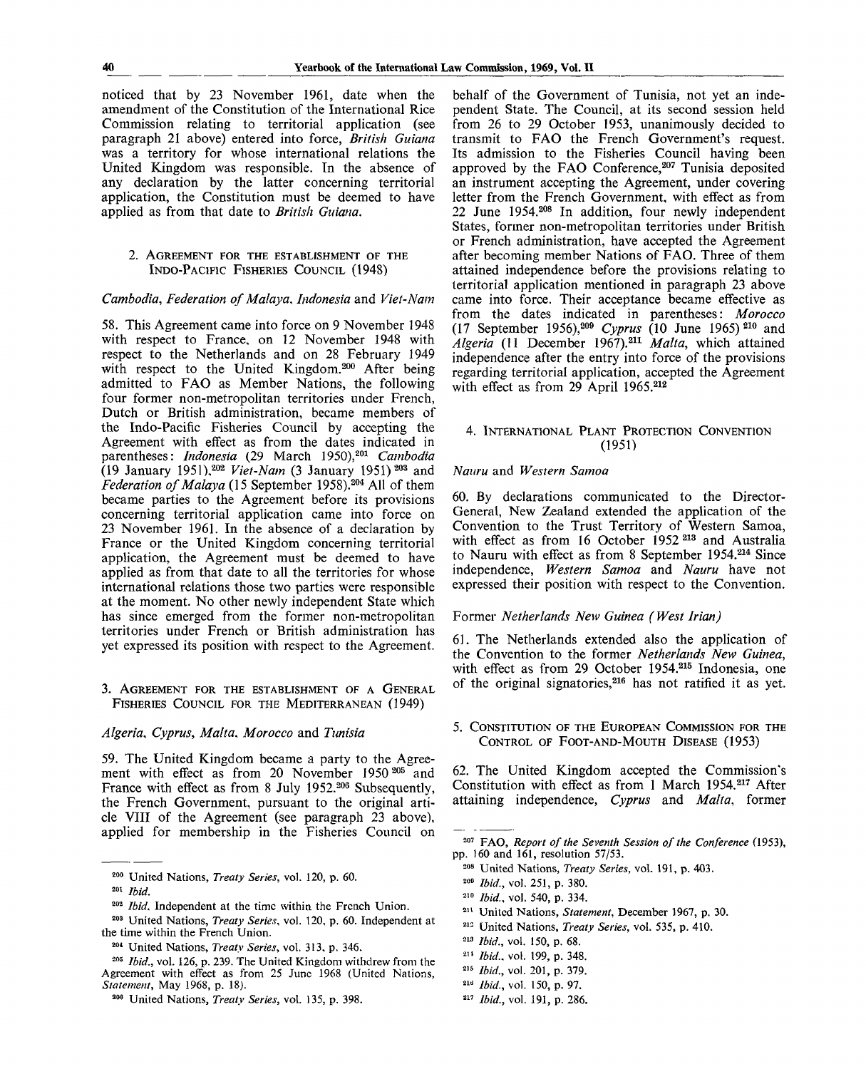noticed that by 23 November 1961, date when the amendment of the Constitution of the International Rice Commission relating to territorial application (see paragraph 21 above) entered into force, *British Guiana* was a territory for whose international relations the United Kingdom was responsible. In the absence of any declaration by the latter concerning territorial application, the Constitution must be deemed to have applied as from that date to *British Guiana.*

### 2. Agreement for the establishment of the Indo-Pacific Fisheries Council (1948)

*Cambodia, Federation of Malaya, Indonesia* and *Viet-Nam*

58. This Agreement came into force on 9 November 1948 with respect to France, on 12 November 1948 with respect to the Netherlands and on 28 February 1949 with respect to the United Kingdom.[200] After being admitted to FAO as Member Nations, the following four former non-metropolitan territories under French, Dutch or British administration, became members of the Indo-Pacific Fisheries Council by accepting the Agreement with effect as from the dates indicated in parentheses: *Indonesia* (29 March 1950),[201] *Cambodia* (19 January 1951),[202] *Viet-Nam* (3 January 1951) [203] and *Federation of Malaya* (15 September 1958).[204] All of them became parties to the Agreement before its provisions concerning territorial application came into force on 23 November 1961. In the absence of a declaration by France or the United Kingdom concerning territorial application, the Agreement must be deemed to have applied as from that date to all the territories for whose international relations those two parties were responsible at the moment. No other newly independent State which has since emerged from the former non-metropolitan territories under French or British administration has yet expressed its position with respect to the Agreement.

### 3. Agreement for the establishment of a General Fisheries Council for the Mediterranean (1949)

*Algeria, Cyprus, Malta, Morocco* and *Tunisia*

59. The United Kingdom became a party to the Agreement with effect as from 20 November 1950 [205] and France with effect as from 8 July 1952.[206] Subsequently, the French Government, pursuant to the original article VIII of the Agreement (see paragraph 23 above), applied for membership in the Fisheries Council on behalf of the Government of Tunisia, not yet an independent State. The Council, at its second session held from 26 to 29 October 1953, unanimously decided to transmit to FAO the French Government's request. Its admission to the Fisheries Council having been approved by the FAO Conference,[207] Tunisia deposited an instrument accepting the Agreement, under covering letter from the French Government, with effect as from 22 June 1954.[208] In addition, four newly independent States, former non-metropolitan territories under British or French administration, have accepted the Agreement after becoming member Nations of FAO. Three of them attained independence before the provisions relating to territorial application mentioned in paragraph 23 above came into force. Their acceptance became effective as from the dates indicated in parentheses: *Morocco* (17 September 1956),[209] *Cyprus* (10 June 1965) [210] and *Algeria* (11 December 1967).[211] *Malta*, which attained independence after the entry into force of the provisions regarding territorial application, accepted the Agreement with effect as from 29 April 1965.[212]

### 4. International Plant Protection Convention (1951)

*Nauru* and *Western Samoa*

60. By declarations communicated to the Director-General, New Zealand extended the application of the Convention to the Trust Territory of Western Samoa, with effect as from 16 October 1952 [213] and Australia to Nauru with effect as from 8 September 1954.[214] Since independence, *Western Samoa* and *Nauru* have not expressed their position with respect to the Convention.

Former *Netherlands New Guinea (West Irian)*

61. The Netherlands extended also the application of the Convention to the former *Netherlands New Guinea*, with effect as from 29 October 1954.[215] Indonesia, one of the original signatories,[216] has not ratified it as yet.

### 5. Constitution of the European Commission for the Control of Foot-and-Mouth Disease (1953)

62. The United Kingdom accepted the Commission's Constitution with effect as from 1 March 1954.[217] After attaining independence, *Cyprus* and *Malta*, former

---

[200] United Nations, *Treaty Series*, vol. 120, p. 60.

[201] *Ibid.*

[202] *Ibid.* Independent at the time within the French Union.

[203] United Nations, *Treaty Series*, vol. 120, p. 60. Independent at the time within the French Union.

[204] United Nations, *Treaty Series*, vol. 313, p. 346.

[205] *Ibid.*, vol. 126, p. 239. The United Kingdom withdrew from the Agreement with effect as from 25 June 1968 (United Nations, *Statement*, May 1968, p. 18).

[206] United Nations, *Treaty Series*, vol. 135, p. 398.

[207] FAO, *Report of the Seventh Session of the Conference* (1953), pp. 160 and 161, resolution 57/53.

[208] United Nations, *Treaty Series*, vol. 191, p. 403.

[209] *Ibid.*, vol. 251, p. 380.

[210] *Ibid.*, vol. 540, p. 334.

[211] United Nations, *Statement*, December 1967, p. 30.

[212] United Nations, *Treaty Series*, vol. 535, p. 410.

[213] *Ibid.*, vol. 150, p. 68.

[214] *Ibid.*, vol. 199, p. 348.

[215] *Ibid.*, vol. 201, p. 379.

[216] *Ibid.*, vol. 150, p. 97.

[217] *Ibid.*, vol. 191, p. 286.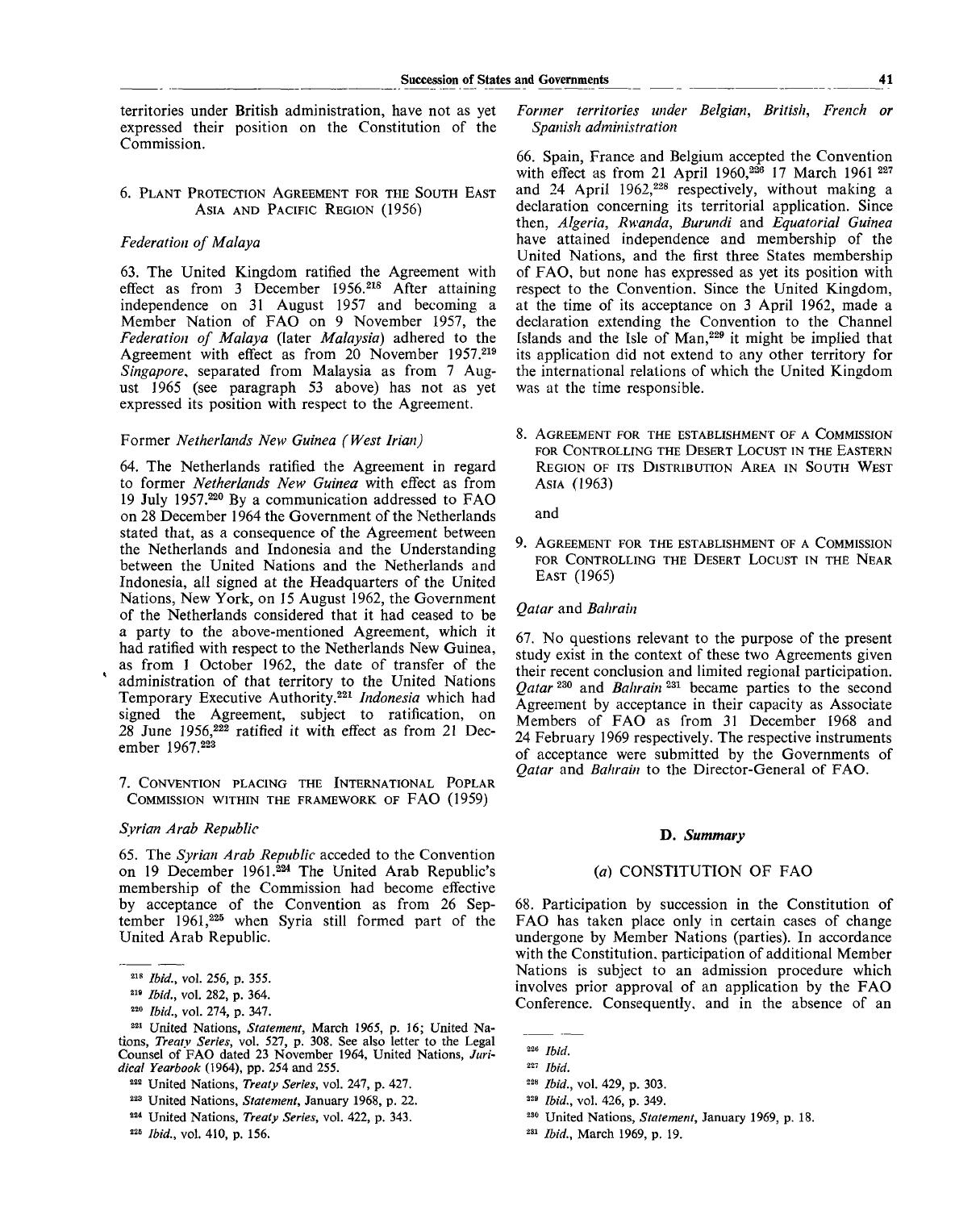territories under British administration, have not as yet expressed their position on the Constitution of the Commission.

### 6. Plant Protection Agreement for the South East Asia and Pacific Region (1956)

*Federation of Malaya*

63. The United Kingdom ratified the Agreement with effect as from 3 December 1956.[218] After attaining independence on 31 August 1957 and becoming a Member Nation of FAO on 9 November 1957, the *Federation of Malaya* (later *Malaysia*) adhered to the Agreement with effect as from 20 November 1957.[219] *Singapore*, separated from Malaysia as from 7 August 1965 (see paragraph 53 above) has not as yet expressed its position with respect to the Agreement.

Former *Netherlands New Guinea (West Irian)*

64. The Netherlands ratified the Agreement in regard to former *Netherlands New Guinea* with effect as from 19 July 1957.[220] By a communication addressed to FAO on 28 December 1964 the Government of the Netherlands stated that, as a consequence of the Agreement between the Netherlands and Indonesia and the Understanding between the United Nations and the Netherlands and Indonesia, all signed at the Headquarters of the United Nations, New York, on 15 August 1962, the Government of the Netherlands considered that it had ceased to be a party to the above-mentioned Agreement, which it had ratified with respect to the Netherlands New Guinea, as from 1 October 1962, the date of transfer of the administration of that territory to the United Nations Temporary Executive Authority.[221] *Indonesia* which had signed the Agreement, subject to ratification, on 28 June 1956,[222] ratified it with effect as from 21 December 1967.[223]

### 7. Convention placing the International Poplar Commission within the framework of FAO (1959)

*Syrian Arab Republic*

65. The *Syrian Arab Republic* acceded to the Convention on 19 December 1961.[224] The United Arab Republic's membership of the Commission had become effective by acceptance of the Convention as from 26 September 1961,[225] when Syria still formed part of the United Arab Republic.

*Former territories under Belgian, British, French or Spanish administration*

66. Spain, France and Belgium accepted the Convention with effect as from 21 April 1960,[226] 17 March 1961 [227] and 24 April 1962,[228] respectively, without making a declaration concerning its territorial application. Since then, *Algeria*, *Rwanda*, *Burundi* and *Equatorial Guinea* have attained independence and membership of the United Nations, and the first three States membership of FAO, but none has expressed as yet its position with respect to the Convention. Since the United Kingdom, at the time of its acceptance on 3 April 1962, made a declaration extending the Convention to the Channel Islands and the Isle of Man,[229] it might be implied that its application did not extend to any other territory for the international relations of which the United Kingdom was at the time responsible.

### 8. Agreement for the establishment of a Commission for Controlling the Desert Locust in the Eastern Region of its Distribution Area in South West Asia (1963)

and

### 9. Agreement for the establishment of a Commission for Controlling the Desert Locust in the Near East (1965)

*Qatar* and *Bahrain*

67. No questions relevant to the purpose of the present study exist in the context of these two Agreements given their recent conclusion and limited regional participation. *Qatar* [230] and *Bahrain* [231] became parties to the second Agreement by acceptance in their capacity as Associate Members of FAO as from 31 December 1968 and 24 February 1969 respectively. The respective instruments of acceptance were submitted by the Governments of *Qatar* and *Bahrain* to the Director-General of FAO.

## D. *Summary*

### (*a*) CONSTITUTION OF FAO

68. Participation by succession in the Constitution of FAO has taken place only in certain cases of change undergone by Member Nations (parties). In accordance with the Constitution, participation of additional Member Nations is subject to an admission procedure which involves prior approval of an application by the FAO Conference. Consequently, and in the absence of an

---

[218] *Ibid.*, vol. 256, p. 355.

[219] *Ibid.*, vol. 282, p. 364.

[220] *Ibid.*, vol. 274, p. 347.

[221] United Nations, *Statement*, March 1965, p. 16; United Nations, *Treaty Series*, vol. 527, p. 308. See also letter to the Legal Counsel of FAO dated 23 November 1964, United Nations, *Juridical Yearbook* (1964), pp. 254 and 255.

[222] United Nations, *Treaty Series*, vol. 247, p. 427.

[223] United Nations, *Statement*, January 1968, p. 22.

[224] United Nations, *Treaty Series*, vol. 422, p. 343.

[225] *Ibid.*, vol. 410, p. 156.

[226] *Ibid.*

[227] *Ibid.*

[228] *Ibid.*, vol. 429, p. 303.

[229] *Ibid.*, vol. 426, p. 349.

[230] United Nations, *Statement*, January 1969, p. 18.

[231] *Ibid.*, March 1969, p. 19.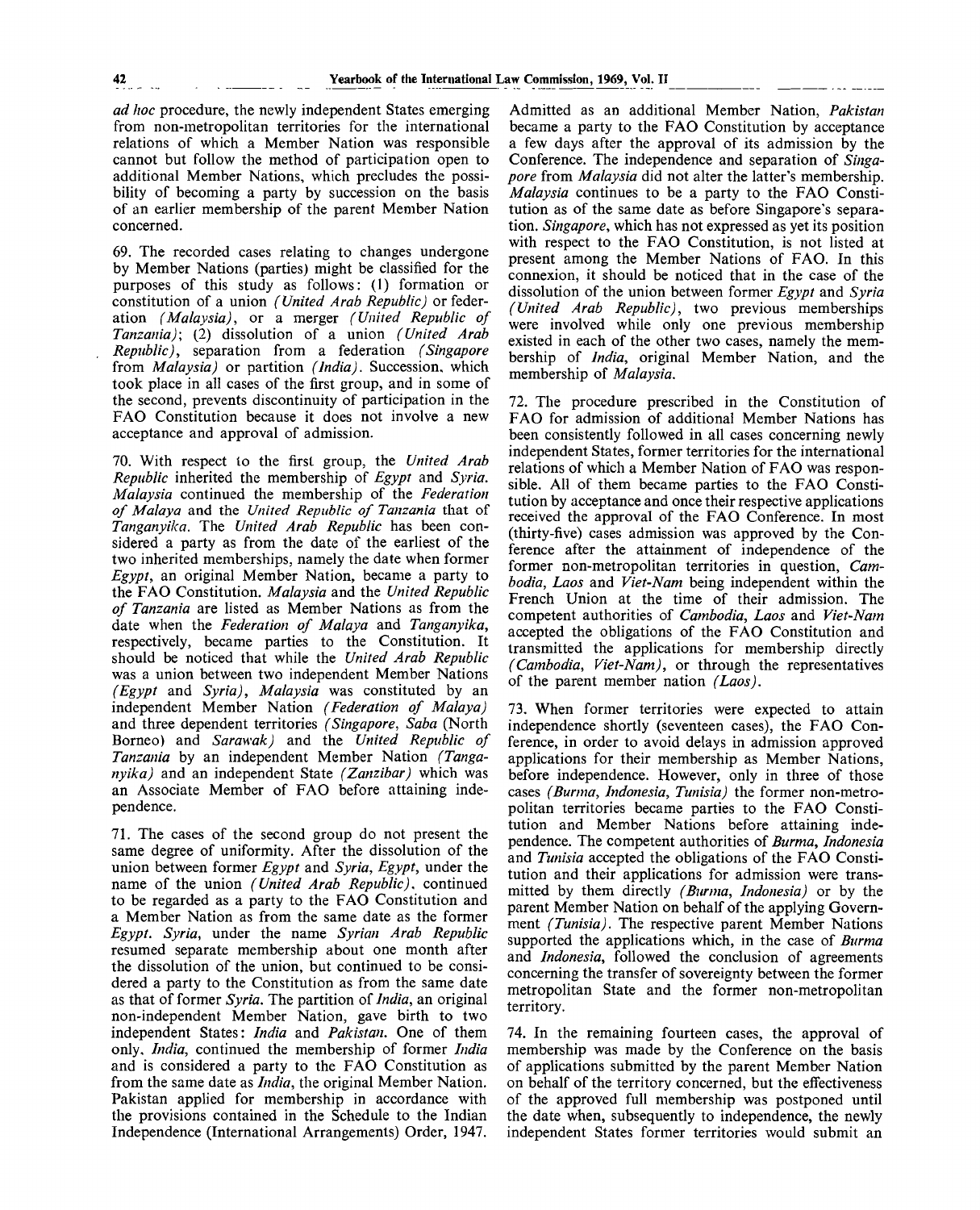*ad hoc* procedure, the newly independent States emerging from non-metropolitan territories for the international relations of which a Member Nation was responsible cannot but follow the method of participation open to additional Member Nations, which precludes the possibility of becoming a party by succession on the basis of an earlier membership of the parent Member Nation concerned.

69. The recorded cases relating to changes undergone by Member Nations (parties) might be classified for the purposes of this study as follows: (1) formation or constitution of a union *(United Arab Republic)* or federation *(Malaysia)*, or a merger *(United Republic of Tanzania)*; (2) dissolution of a union *(United Arab Republic)*, separation from a federation *(Singapore* from *Malaysia)* or partition *(India)*. Succession, which took place in all cases of the first group, and in some of the second, prevents discontinuity of participation in the FAO Constitution because it does not involve a new acceptance and approval of admission.

70. With respect to the first group, the *United Arab Republic* inherited the membership of *Egypt* and *Syria*. *Malaysia* continued the membership of the *Federation of Malaya* and the *United Republic of Tanzania* that of *Tanganyika*. The *United Arab Republic* has been considered a party as from the date of the earliest of the two inherited memberships, namely the date when former *Egypt*, an original Member Nation, became a party to the FAO Constitution. *Malaysia* and the *United Republic of Tanzania* are listed as Member Nations as from the date when the *Federation of Malaya* and *Tanganyika*, respectively, became parties to the Constitution. It should be noticed that while the *United Arab Republic* was a union between two independent Member Nations *(Egypt* and *Syria)*, *Malaysia* was constituted by an independent Member Nation *(Federation of Malaya)* and three dependent territories *(Singapore, Saba* (North Borneo) and *Sarawak)* and the *United Republic of Tanzania* by an independent Member Nation *(Tanganyika)* and an independent State *(Zanzibar)* which was an Associate Member of FAO before attaining independence.

71. The cases of the second group do not present the same degree of uniformity. After the dissolution of the union between former *Egypt* and *Syria*, *Egypt*, under the name of the union *(United Arab Republic)*, continued to be regarded as a party to the FAO Constitution and a Member Nation as from the same date as the former *Egypt*. *Syria*, under the name *Syrian Arab Republic* resumed separate membership about one month after the dissolution of the union, but continued to be considered a party to the Constitution as from the same date as that of former *Syria*. The partition of *India*, an original non-independent Member Nation, gave birth to two independent States: *India* and *Pakistan*. One of them only, *India*, continued the membership of former *India* and is considered a party to the FAO Constitution as from the same date as *India*, the original Member Nation. Pakistan applied for membership in accordance with the provisions contained in the Schedule to the Indian Independence (International Arrangements) Order, 1947. Admitted as an additional Member Nation, *Pakistan* became a party to the FAO Constitution by acceptance a few days after the approval of its admission by the Conference. The independence and separation of *Singapore* from *Malaysia* did not alter the latter's membership. *Malaysia* continues to be a party to the FAO Constitution as of the same date as before Singapore's separation. *Singapore*, which has not expressed as yet its position with respect to the FAO Constitution, is not listed at present among the Member Nations of FAO. In this connexion, it should be noticed that in the case of the dissolution of the union between former *Egypt* and *Syria* *(United Arab Republic)*, two previous memberships were involved while only one previous membership existed in each of the other two cases, namely the membership of *India*, original Member Nation, and the membership of *Malaysia*.

72. The procedure prescribed in the Constitution of FAO for admission of additional Member Nations has been consistently followed in all cases concerning newly independent States, former territories for the international relations of which a Member Nation of FAO was responsible. All of them became parties to the FAO Constitution by acceptance and once their respective applications received the approval of the FAO Conference. In most (thirty-five) cases admission was approved by the Conference after the attainment of independence of the former non-metropolitan territories in question, *Cambodia, Laos* and *Viet-Nam* being independent within the French Union at the time of their admission. The competent authorities of *Cambodia, Laos* and *Viet-Nam* accepted the obligations of the FAO Constitution and transmitted the applications for membership directly *(Cambodia, Viet-Nam)*, or through the representatives of the parent member nation *(Laos)*.

73. When former territories were expected to attain independence shortly (seventeen cases), the FAO Conference, in order to avoid delays in admission approved applications for their membership as Member Nations, before independence. However, only in three of those cases *(Burma, Indonesia, Tunisia)* the former non-metropolitan territories became parties to the FAO Constitution and Member Nations before attaining independence. The competent authorities of *Burma, Indonesia* and *Tunisia* accepted the obligations of the FAO Constitution and their applications for admission were transmitted by them directly *(Burma, Indonesia)* or by the parent Member Nation on behalf of the applying Government *(Tunisia)*. The respective parent Member Nations supported the applications which, in the case of *Burma* and *Indonesia*, followed the conclusion of agreements concerning the transfer of sovereignty between the former metropolitan State and the former non-metropolitan territory.

74. In the remaining fourteen cases, the approval of membership was made by the Conference on the basis of applications submitted by the parent Member Nation on behalf of the territory concerned, but the effectiveness of the approved full membership was postponed until the date when, subsequently to independence, the newly independent States former territories would submit an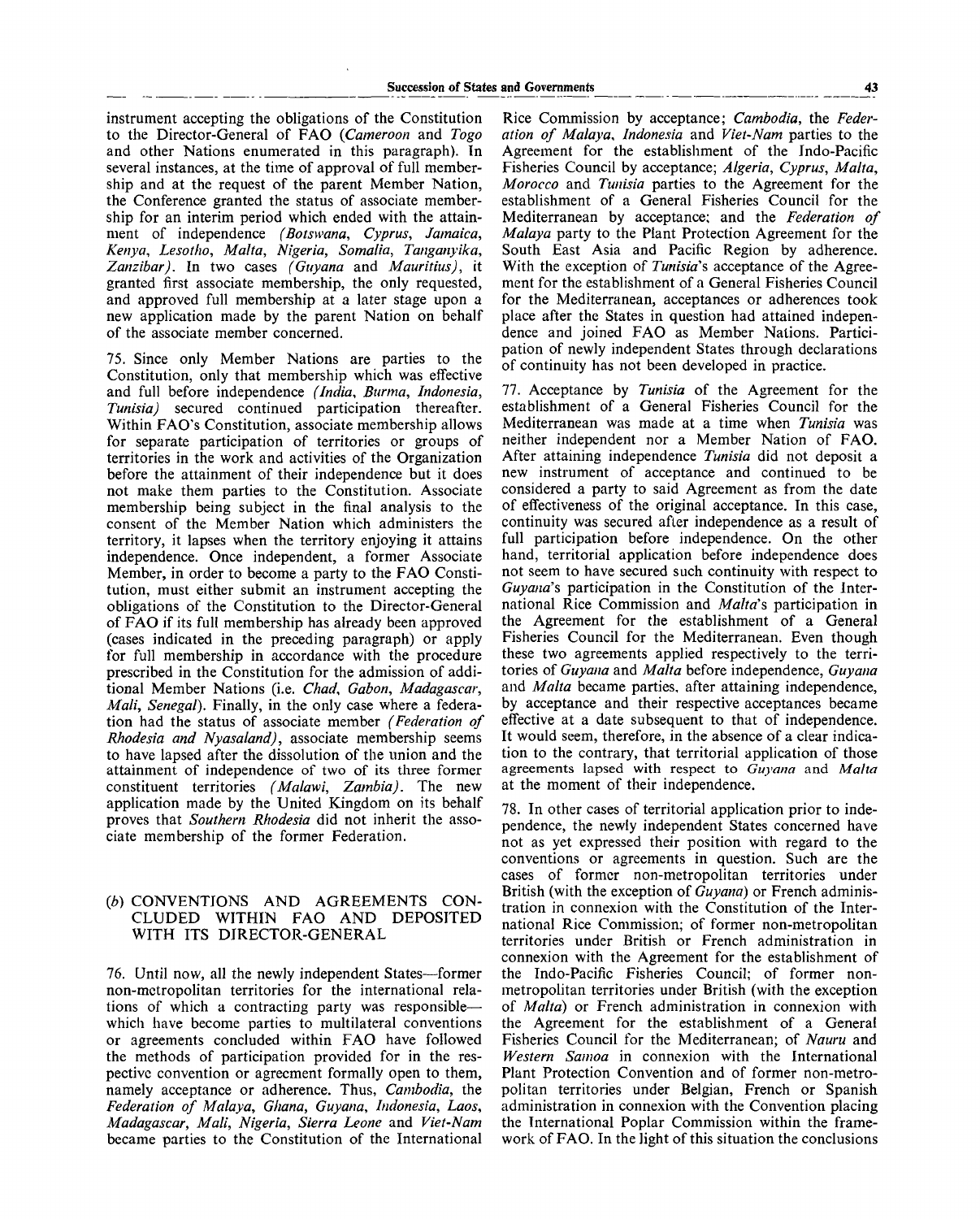instrument accepting the obligations of the Constitution to the Director-General of FAO (*Cameroon* and *Togo* and other Nations enumerated in this paragraph). In several instances, at the time of approval of full membership and at the request of the parent Member Nation, the Conference granted the status of associate membership for an interim period which ended with the attainment of independence (*Botswana, Cyprus, Jamaica, Kenya, Lesotho, Malta, Nigeria, Somalia, Tanganyika, Zanzibar*). In two cases (*Guyana* and *Mauritius*), it granted first associate membership, the only requested, and approved full membership at a later stage upon a new application made by the parent Nation on behalf of the associate member concerned.

75. Since only Member Nations are parties to the Constitution, only that membership which was effective and full before independence (*India, Burma, Indonesia, Tunisia*) secured continued participation thereafter. Within FAO's Constitution, associate membership allows for separate participation of territories or groups of territories in the work and activities of the Organization before the attainment of their independence but it does not make them parties to the Constitution. Associate membership being subject in the final analysis to the consent of the Member Nation which administers the territory, it lapses when the territory enjoying it attains independence. Once independent, a former Associate Member, in order to become a party to the FAO Constitution, must either submit an instrument accepting the obligations of the Constitution to the Director-General of FAO if its full membership has already been approved (cases indicated in the preceding paragraph) or apply for full membership in accordance with the procedure prescribed in the Constitution for the admission of additional Member Nations (i.e. *Chad, Gabon, Madagascar, Mali, Senegal*). Finally, in the only case where a federation had the status of associate member (*Federation of Rhodesia and Nyasaland*), associate membership seems to have lapsed after the dissolution of the union and the attainment of independence of two of its three former constituent territories (*Malawi, Zambia*). The new application made by the United Kingdom on its behalf proves that *Southern Rhodesia* did not inherit the associate membership of the former Federation.

### (*b*) CONVENTIONS AND AGREEMENTS CONCLUDED WITHIN FAO AND DEPOSITED WITH ITS DIRECTOR-GENERAL

76. Until now, all the newly independent States—former non-metropolitan territories for the international relations of which a contracting party was responsible—which have become parties to multilateral conventions or agreements concluded within FAO have followed the methods of participation provided for in the respective convention or agreement formally open to them, namely acceptance or adherence. Thus, *Cambodia*, the *Federation of Malaya, Ghana, Guyana, Indonesia, Laos, Madagascar, Mali, Nigeria, Sierra Leone* and *Viet-Nam* became parties to the Constitution of the International Rice Commission by acceptance; *Cambodia*, the *Federation of Malaya, Indonesia* and *Viet-Nam* parties to the Agreement for the establishment of the Indo-Pacific Fisheries Council by acceptance; *Algeria, Cyprus, Malta, Morocco* and *Tunisia* parties to the Agreement for the establishment of a General Fisheries Council for the Mediterranean by acceptance; and the *Federation of Malaya* party to the Plant Protection Agreement for the South East Asia and Pacific Region by adherence. With the exception of *Tunisia*'s acceptance of the Agreement for the establishment of a General Fisheries Council for the Mediterranean, acceptances or adherences took place after the States in question had attained independence and joined FAO as Member Nations. Participation of newly independent States through declarations of continuity has not been developed in practice.

77. Acceptance by *Tunisia* of the Agreement for the establishment of a General Fisheries Council for the Mediterranean was made at a time when *Tunisia* was neither independent nor a Member Nation of FAO. After attaining independence *Tunisia* did not deposit a new instrument of acceptance and continued to be considered a party to said Agreement as from the date of effectiveness of the original acceptance. In this case, continuity was secured after independence as a result of full participation before independence. On the other hand, territorial application before independence does not seem to have secured such continuity with respect to *Guyana*'s participation in the Constitution of the International Rice Commission and *Malta*'s participation in the Agreement for the establishment of a General Fisheries Council for the Mediterranean. Even though these two agreements applied respectively to the territories of *Guyana* and *Malta* before independence, *Guyana* and *Malta* became parties, after attaining independence, by acceptance and their respective acceptances became effective at a date subsequent to that of independence. It would seem, therefore, in the absence of a clear indication to the contrary, that territorial application of those agreements lapsed with respect to *Guyana* and *Malta* at the moment of their independence.

78. In other cases of territorial application prior to independence, the newly independent States concerned have not as yet expressed their position with regard to the conventions or agreements in question. Such are the cases of former non-metropolitan territories under British (with the exception of *Guyana*) or French administration in connexion with the Constitution of the International Rice Commission; of former non-metropolitan territories under British or French administration in connexion with the Agreement for the establishment of the Indo-Pacific Fisheries Council; of former non-metropolitan territories under British (with the exception of *Malta*) or French administration in connexion with the Agreement for the establishment of a General Fisheries Council for the Mediterranean; of *Nauru* and *Western Samoa* in connexion with the International Plant Protection Convention and of former non-metropolitan territories under Belgian, French or Spanish administration in connexion with the Convention placing the International Poplar Commission within the framework of FAO. In the light of this situation the conclusions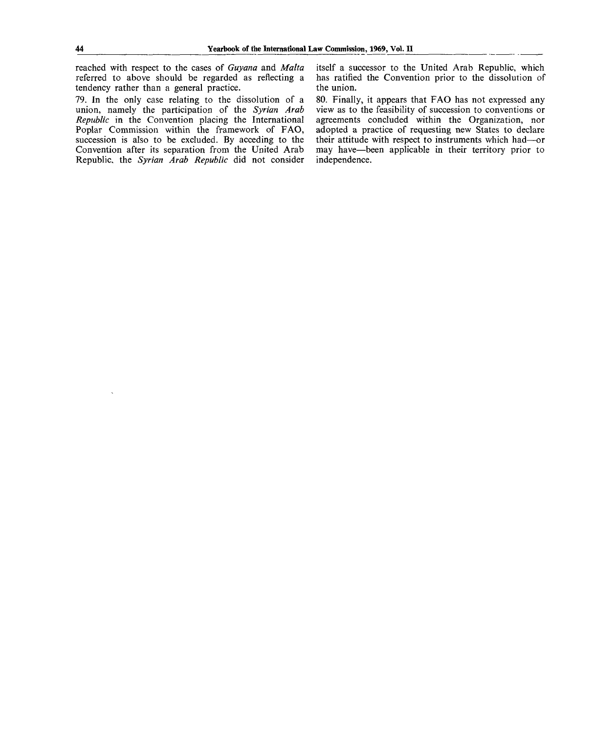reached with respect to the cases of *Guyana* and *Malta* referred to above should be regarded as reflecting a tendency rather than a general practice.

79. In the only case relating to the dissolution of a union, namely the participation of the *Syrian Arab Republic* in the Convention placing the International Poplar Commission within the framework of FAO, succession is also to be excluded. By acceding to the Convention after its separation from the United Arab Republic, the *Syrian Arab Republic* did not consider itself a successor to the United Arab Republic, which has ratified the Convention prior to the dissolution of the union.

80. Finally, it appears that FAO has not expressed any view as to the feasibility of succession to conventions or agreements concluded within the Organization, nor adopted a practice of requesting new States to declare their attitude with respect to instruments which had—or may have—been applicable in their territory prior to independence.